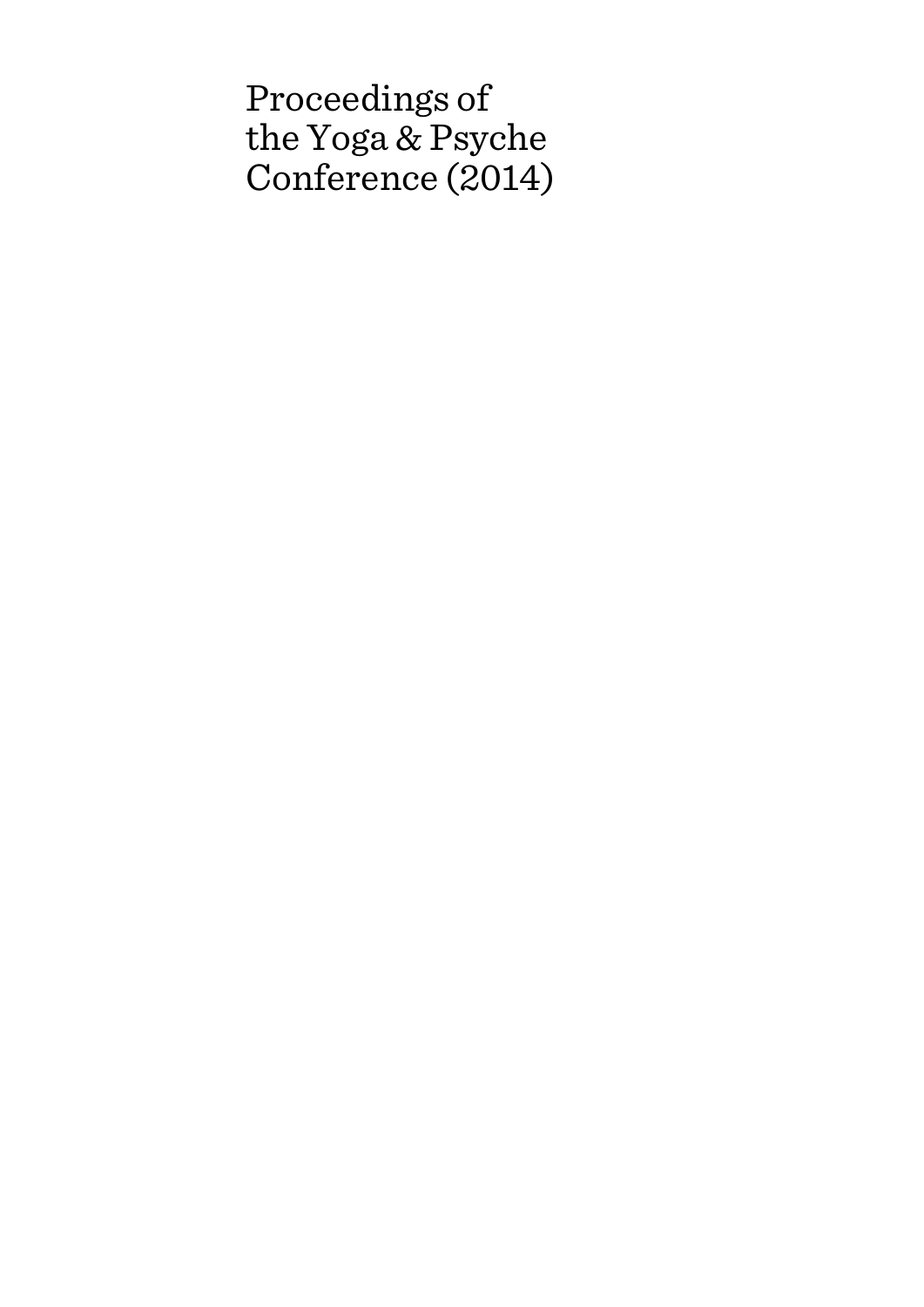# Proceedings of the Yoga & Psyche Conference (2014)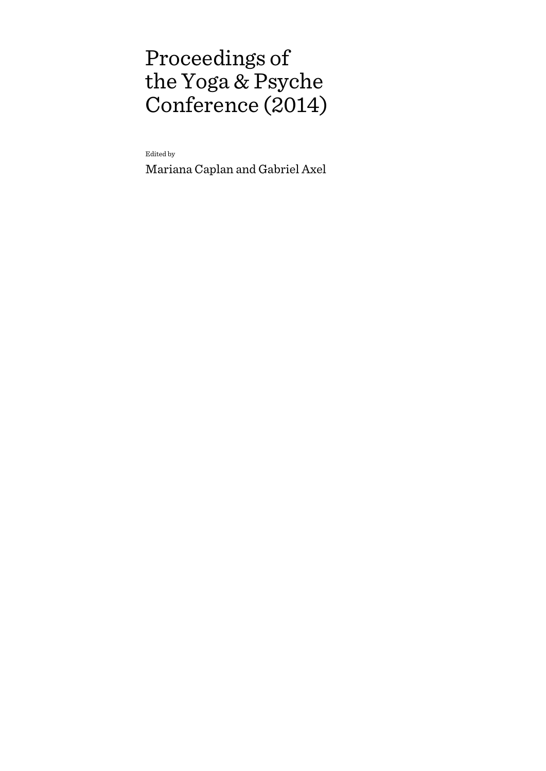# Proceedings of the Yoga & Psyche Conference (2014)

Edited by

Mariana Caplan and Gabriel Axel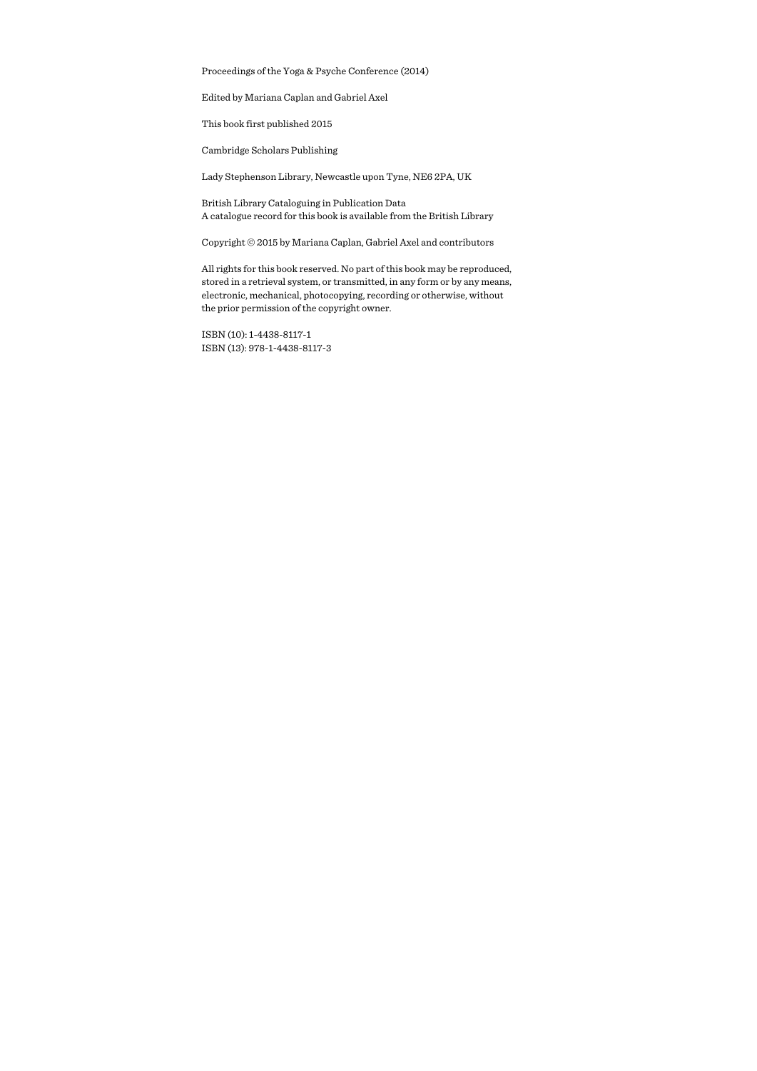Proceedings of the Yoga & Psyche Conference (2014)

Edited by Mariana Caplan and Gabriel Axel

This book first published 2015

Cambridge Scholars Publishing

Lady Stephenson Library, Newcastle upon Tyne, NE6 2PA, UK

British Library Cataloguing in Publication Data
A catalogue record for this book is available from the British Library

Copyright © 2015 by Mariana Caplan, Gabriel Axel and contributors

All rights for this book reserved. No part of this book may be reproduced, stored in a retrieval system, or transmitted, in any form or by any means, electronic, mechanical, photocopying, recording or otherwise, without the prior permission of the copyright owner.

ISBN (10): 1-4438-8117-1
ISBN (13): 978-1-4438-8117-3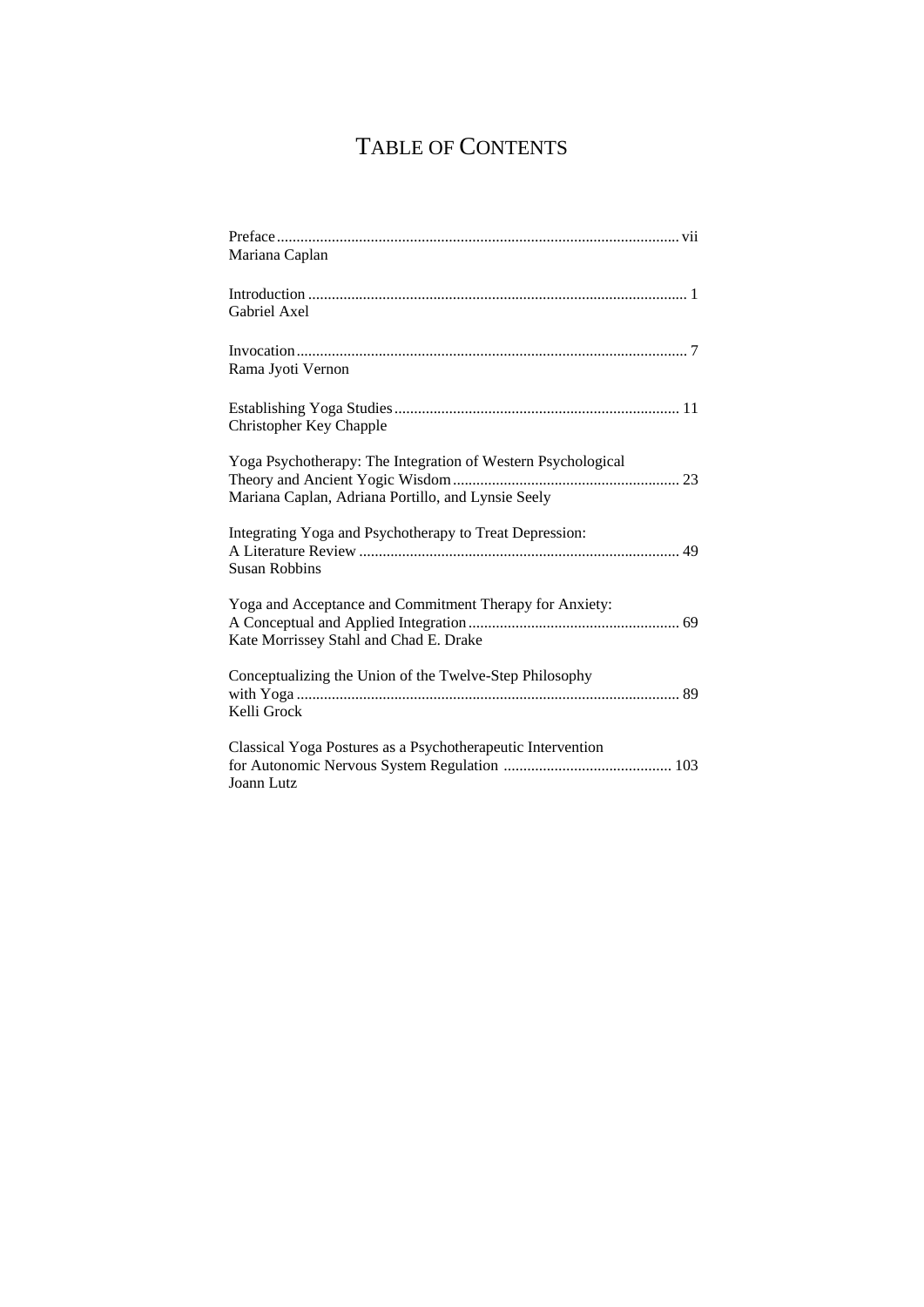# TABLE OF CONTENTS

Preface ..... vii
Mariana Caplan

Introduction ..... 1
Gabriel Axel

Invocation ..... 7
Rama Jyoti Vernon

Establishing Yoga Studies ..... 11
Christopher Key Chapple

Yoga Psychotherapy: The Integration of Western Psychological Theory and Ancient Yogic Wisdom ..... 23
Mariana Caplan, Adriana Portillo, and Lynsie Seely

Integrating Yoga and Psychotherapy to Treat Depression: A Literature Review ..... 49
Susan Robbins

Yoga and Acceptance and Commitment Therapy for Anxiety: A Conceptual and Applied Integration ..... 69
Kate Morrissey Stahl and Chad E. Drake

Conceptualizing the Union of the Twelve-Step Philosophy with Yoga ..... 89
Kelli Grock

Classical Yoga Postures as a Psychotherapeutic Intervention for Autonomic Nervous System Regulation ..... 103
Joann Lutz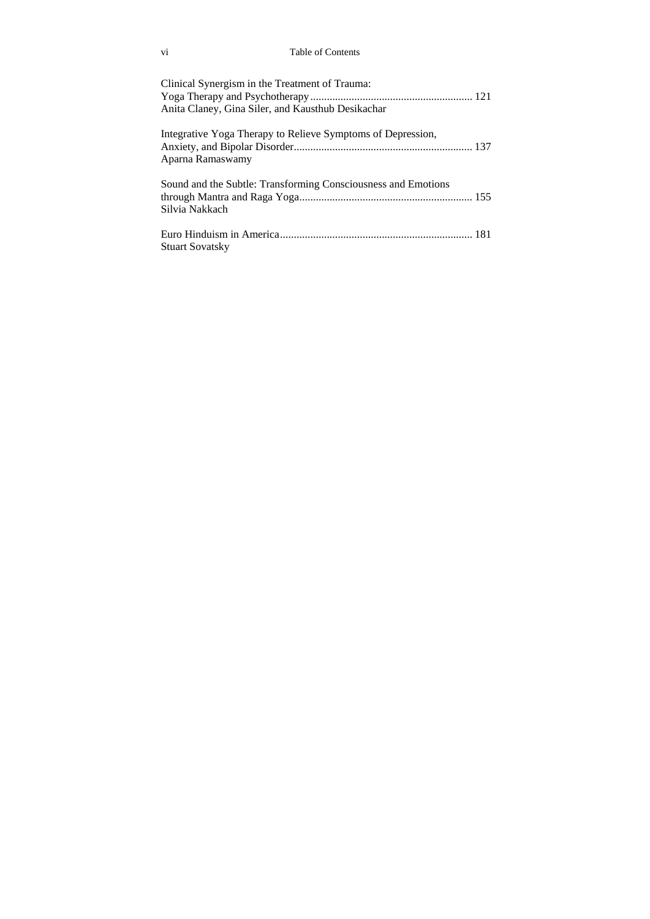Clinical Synergism in the Treatment of Trauma:
Yoga Therapy and Psychotherapy ........................................................ 121
Anita Claney, Gina Siler, and Kausthub Desikachar

Integrative Yoga Therapy to Relieve Symptoms of Depression,
Anxiety, and Bipolar Disorder ............................................................. 137
Aparna Ramaswamy

Sound and the Subtle: Transforming Consciousness and Emotions
through Mantra and Raga Yoga ........................................................... 155
Silvia Nakkach

Euro Hinduism in America .................................................................. 181
Stuart Sovatsky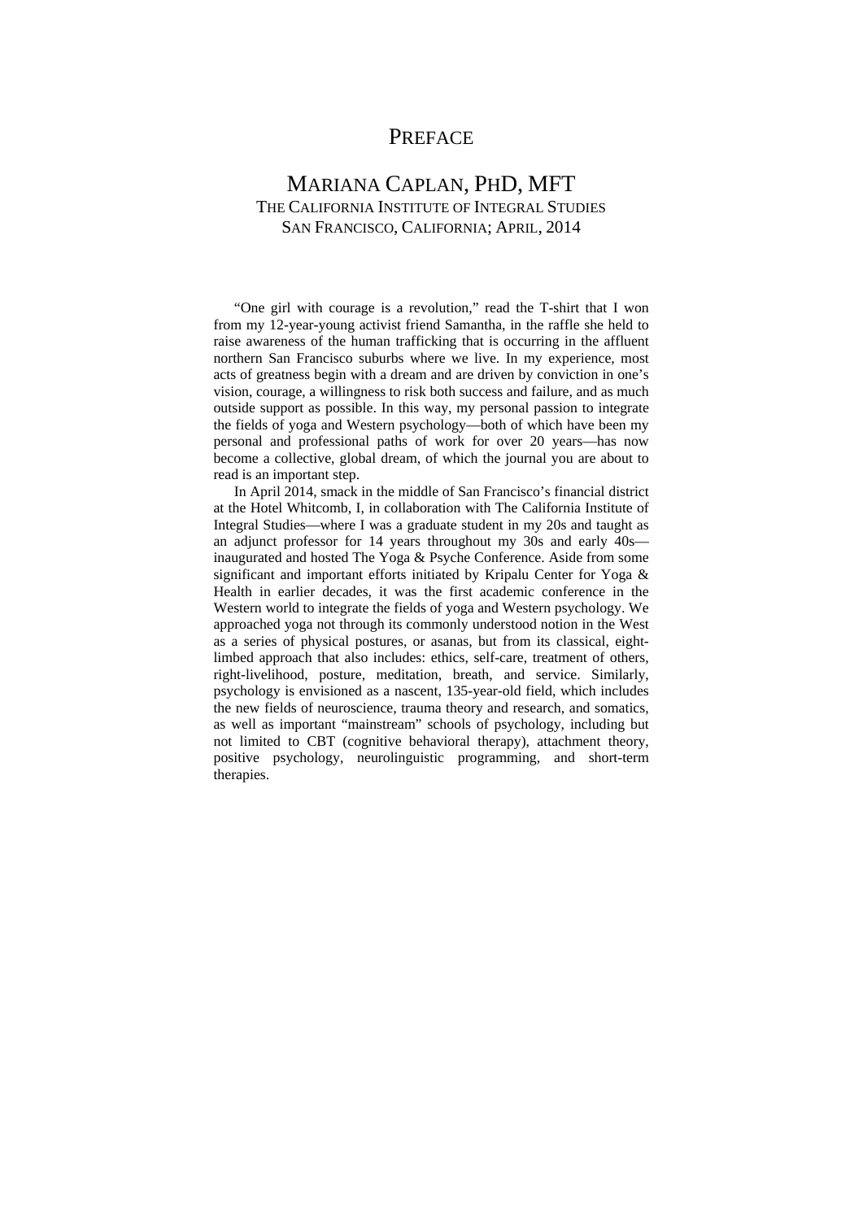# PREFACE

## MARIANA CAPLAN, PHD, MFT

THE CALIFORNIA INSTITUTE OF INTEGRAL STUDIES
SAN FRANCISCO, CALIFORNIA; APRIL, 2014

"One girl with courage is a revolution," read the T-shirt that I won from my 12-year-young activist friend Samantha, in the raffle she held to raise awareness of the human trafficking that is occurring in the affluent northern San Francisco suburbs where we live. In my experience, most acts of greatness begin with a dream and are driven by conviction in one's vision, courage, a willingness to risk both success and failure, and as much outside support as possible. In this way, my personal passion to integrate the fields of yoga and Western psychology—both of which have been my personal and professional paths of work for over 20 years—has now become a collective, global dream, of which the journal you are about to read is an important step.

In April 2014, smack in the middle of San Francisco's financial district at the Hotel Whitcomb, I, in collaboration with The California Institute of Integral Studies—where I was a graduate student in my 20s and taught as an adjunct professor for 14 years throughout my 30s and early 40s—inaugurated and hosted The Yoga & Psyche Conference. Aside from some significant and important efforts initiated by Kripalu Center for Yoga & Health in earlier decades, it was the first academic conference in the Western world to integrate the fields of yoga and Western psychology. We approached yoga not through its commonly understood notion in the West as a series of physical postures, or asanas, but from its classical, eight-limbed approach that also includes: ethics, self-care, treatment of others, right-livelihood, posture, meditation, breath, and service. Similarly, psychology is envisioned as a nascent, 135-year-old field, which includes the new fields of neuroscience, trauma theory and research, and somatics, as well as important "mainstream" schools of psychology, including but not limited to CBT (cognitive behavioral therapy), attachment theory, positive psychology, neurolinguistic programming, and short-term therapies.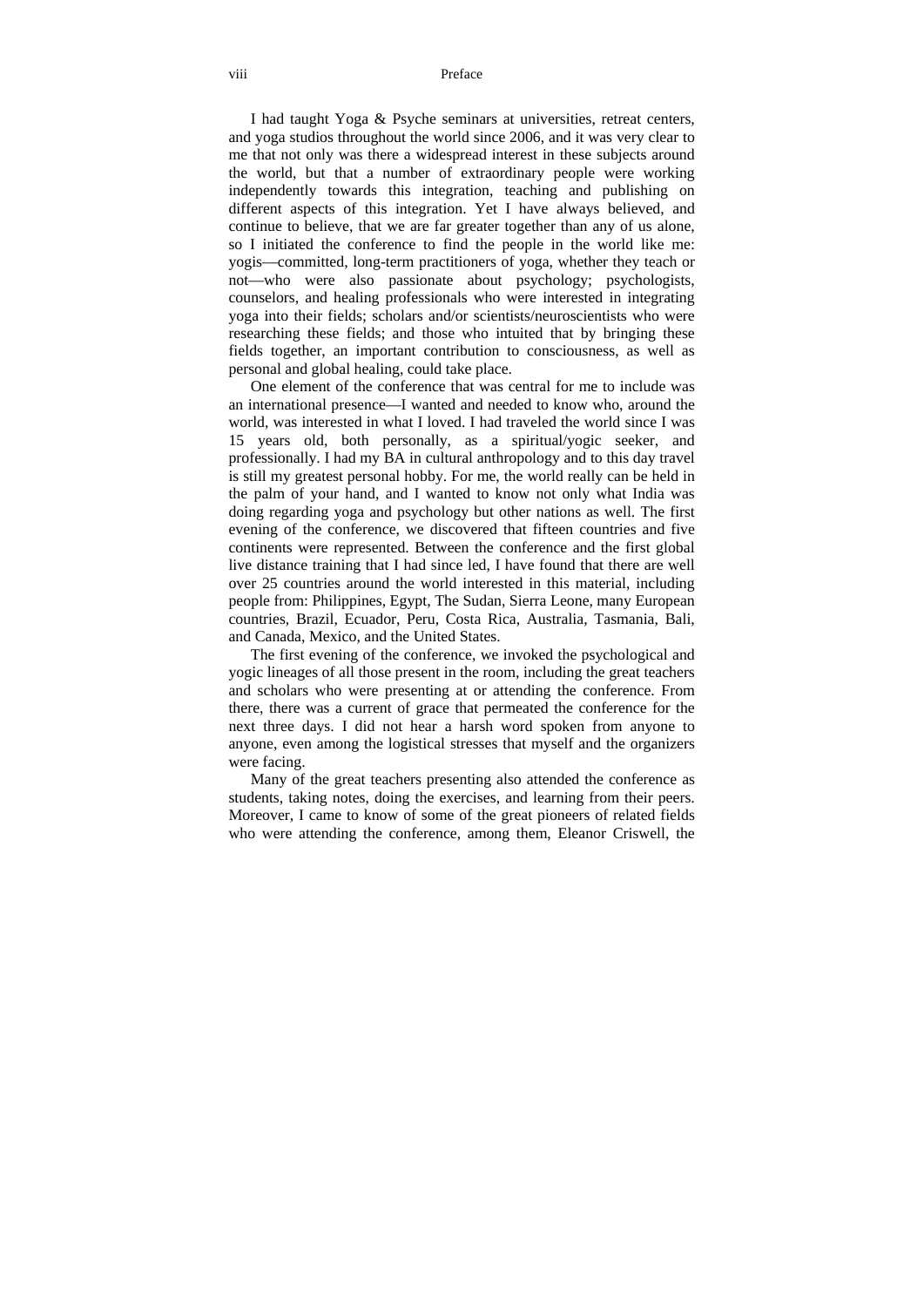I had taught Yoga & Psyche seminars at universities, retreat centers, and yoga studios throughout the world since 2006, and it was very clear to me that not only was there a widespread interest in these subjects around the world, but that a number of extraordinary people were working independently towards this integration, teaching and publishing on different aspects of this integration. Yet I have always believed, and continue to believe, that we are far greater together than any of us alone, so I initiated the conference to find the people in the world like me: yogis—committed, long-term practitioners of yoga, whether they teach or not—who were also passionate about psychology; psychologists, counselors, and healing professionals who were interested in integrating yoga into their fields; scholars and/or scientists/neuroscientists who were researching these fields; and those who intuited that by bringing these fields together, an important contribution to consciousness, as well as personal and global healing, could take place.

One element of the conference that was central for me to include was an international presence—I wanted and needed to know who, around the world, was interested in what I loved. I had traveled the world since I was 15 years old, both personally, as a spiritual/yogic seeker, and professionally. I had my BA in cultural anthropology and to this day travel is still my greatest personal hobby. For me, the world really can be held in the palm of your hand, and I wanted to know not only what India was doing regarding yoga and psychology but other nations as well. The first evening of the conference, we discovered that fifteen countries and five continents were represented. Between the conference and the first global live distance training that I had since led, I have found that there are well over 25 countries around the world interested in this material, including people from: Philippines, Egypt, The Sudan, Sierra Leone, many European countries, Brazil, Ecuador, Peru, Costa Rica, Australia, Tasmania, Bali, and Canada, Mexico, and the United States.

The first evening of the conference, we invoked the psychological and yogic lineages of all those present in the room, including the great teachers and scholars who were presenting at or attending the conference. From there, there was a current of grace that permeated the conference for the next three days. I did not hear a harsh word spoken from anyone to anyone, even among the logistical stresses that myself and the organizers were facing.

Many of the great teachers presenting also attended the conference as students, taking notes, doing the exercises, and learning from their peers. Moreover, I came to know of some of the great pioneers of related fields who were attending the conference, among them, Eleanor Criswell, the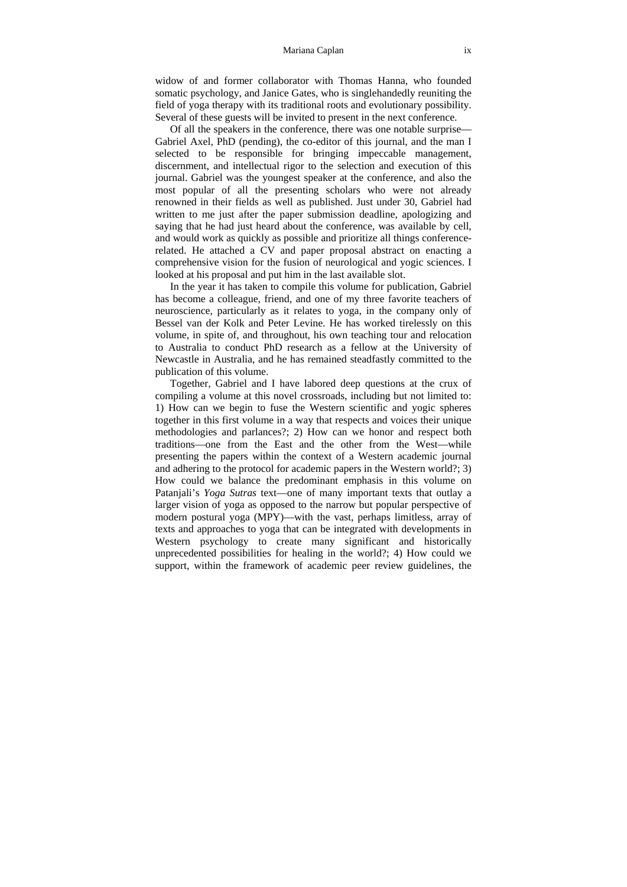widow of and former collaborator with Thomas Hanna, who founded somatic psychology, and Janice Gates, who is singlehandedly reuniting the field of yoga therapy with its traditional roots and evolutionary possibility. Several of these guests will be invited to present in the next conference.

Of all the speakers in the conference, there was one notable surprise—Gabriel Axel, PhD (pending), the co-editor of this journal, and the man I selected to be responsible for bringing impeccable management, discernment, and intellectual rigor to the selection and execution of this journal. Gabriel was the youngest speaker at the conference, and also the most popular of all the presenting scholars who were not already renowned in their fields as well as published. Just under 30, Gabriel had written to me just after the paper submission deadline, apologizing and saying that he had just heard about the conference, was available by cell, and would work as quickly as possible and prioritize all things conference-related. He attached a CV and paper proposal abstract on enacting a comprehensive vision for the fusion of neurological and yogic sciences. I looked at his proposal and put him in the last available slot.

In the year it has taken to compile this volume for publication, Gabriel has become a colleague, friend, and one of my three favorite teachers of neuroscience, particularly as it relates to yoga, in the company only of Bessel van der Kolk and Peter Levine. He has worked tirelessly on this volume, in spite of, and throughout, his own teaching tour and relocation to Australia to conduct PhD research as a fellow at the University of Newcastle in Australia, and he has remained steadfastly committed to the publication of this volume.

Together, Gabriel and I have labored deep questions at the crux of compiling a volume at this novel crossroads, including but not limited to: 1) How can we begin to fuse the Western scientific and yogic spheres together in this first volume in a way that respects and voices their unique methodologies and parlances?; 2) How can we honor and respect both traditions—one from the East and the other from the West—while presenting the papers within the context of a Western academic journal and adhering to the protocol for academic papers in the Western world?; 3) How could we balance the predominant emphasis in this volume on Patanjali's *Yoga Sutras* text—one of many important texts that outlay a larger vision of yoga as opposed to the narrow but popular perspective of modern postural yoga (MPY)—with the vast, perhaps limitless, array of texts and approaches to yoga that can be integrated with developments in Western psychology to create many significant and historically unprecedented possibilities for healing in the world?; 4) How could we support, within the framework of academic peer review guidelines, the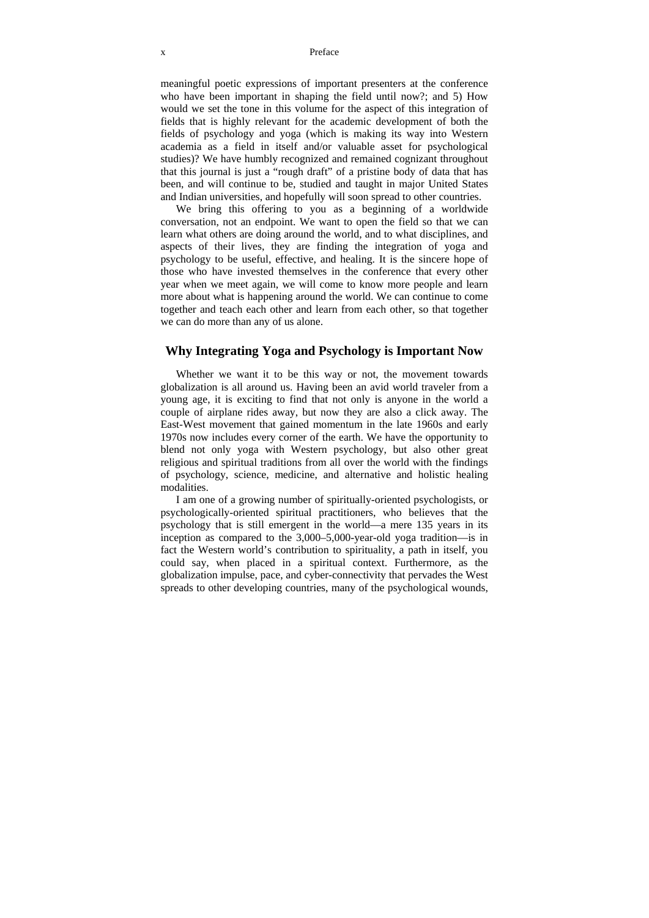meaningful poetic expressions of important presenters at the conference who have been important in shaping the field until now?; and 5) How would we set the tone in this volume for the aspect of this integration of fields that is highly relevant for the academic development of both the fields of psychology and yoga (which is making its way into Western academia as a field in itself and/or valuable asset for psychological studies)? We have humbly recognized and remained cognizant throughout that this journal is just a "rough draft" of a pristine body of data that has been, and will continue to be, studied and taught in major United States and Indian universities, and hopefully will soon spread to other countries.

We bring this offering to you as a beginning of a worldwide conversation, not an endpoint. We want to open the field so that we can learn what others are doing around the world, and to what disciplines, and aspects of their lives, they are finding the integration of yoga and psychology to be useful, effective, and healing. It is the sincere hope of those who have invested themselves in the conference that every other year when we meet again, we will come to know more people and learn more about what is happening around the world. We can continue to come together and teach each other and learn from each other, so that together we can do more than any of us alone.

## Why Integrating Yoga and Psychology is Important Now

Whether we want it to be this way or not, the movement towards globalization is all around us. Having been an avid world traveler from a young age, it is exciting to find that not only is anyone in the world a couple of airplane rides away, but now they are also a click away. The East-West movement that gained momentum in the late 1960s and early 1970s now includes every corner of the earth. We have the opportunity to blend not only yoga with Western psychology, but also other great religious and spiritual traditions from all over the world with the findings of psychology, science, medicine, and alternative and holistic healing modalities.

I am one of a growing number of spiritually-oriented psychologists, or psychologically-oriented spiritual practitioners, who believes that the psychology that is still emergent in the world—a mere 135 years in its inception as compared to the 3,000–5,000-year-old yoga tradition—is in fact the Western world's contribution to spirituality, a path in itself, you could say, when placed in a spiritual context. Furthermore, as the globalization impulse, pace, and cyber-connectivity that pervades the West spreads to other developing countries, many of the psychological wounds,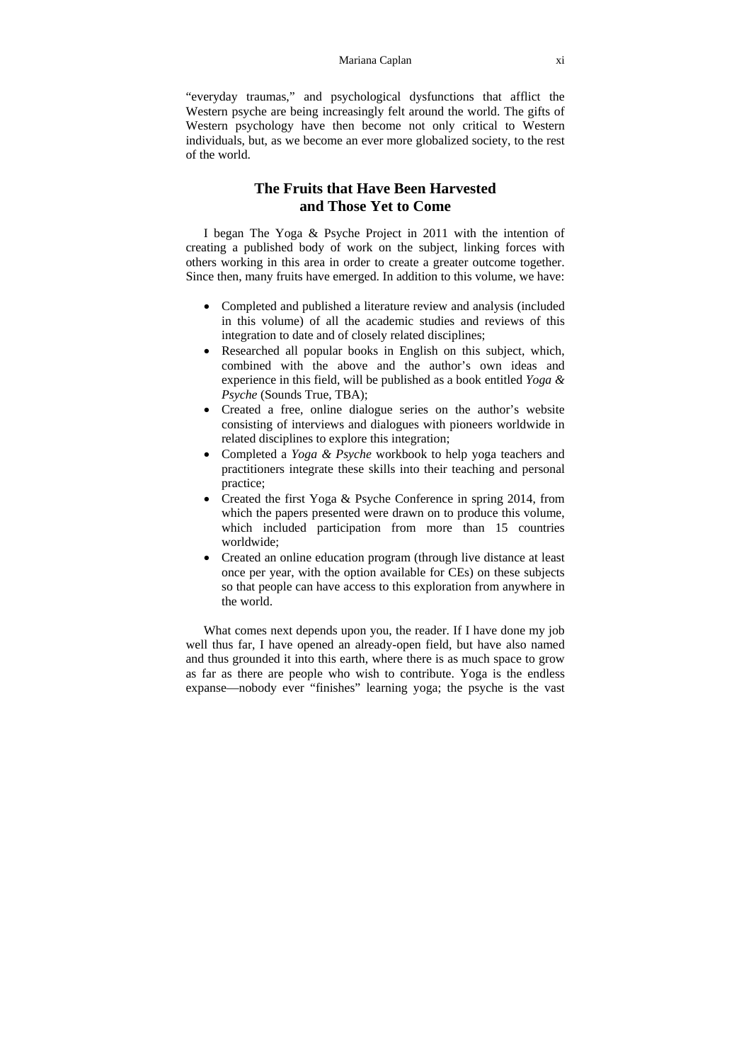"everyday traumas," and psychological dysfunctions that afflict the Western psyche are being increasingly felt around the world. The gifts of Western psychology have then become not only critical to Western individuals, but, as we become an ever more globalized society, to the rest of the world.

## The Fruits that Have Been Harvested and Those Yet to Come

I began The Yoga & Psyche Project in 2011 with the intention of creating a published body of work on the subject, linking forces with others working in this area in order to create a greater outcome together. Since then, many fruits have emerged. In addition to this volume, we have:

- Completed and published a literature review and analysis (included in this volume) of all the academic studies and reviews of this integration to date and of closely related disciplines;
- Researched all popular books in English on this subject, which, combined with the above and the author's own ideas and experience in this field, will be published as a book entitled *Yoga & Psyche* (Sounds True, TBA);
- Created a free, online dialogue series on the author's website consisting of interviews and dialogues with pioneers worldwide in related disciplines to explore this integration;
- Completed a *Yoga & Psyche* workbook to help yoga teachers and practitioners integrate these skills into their teaching and personal practice;
- Created the first Yoga & Psyche Conference in spring 2014, from which the papers presented were drawn on to produce this volume, which included participation from more than 15 countries worldwide;
- Created an online education program (through live distance at least once per year, with the option available for CEs) on these subjects so that people can have access to this exploration from anywhere in the world.

What comes next depends upon you, the reader. If I have done my job well thus far, I have opened an already-open field, but have also named and thus grounded it into this earth, where there is as much space to grow as far as there are people who wish to contribute. Yoga is the endless expanse—nobody ever "finishes" learning yoga; the psyche is the vast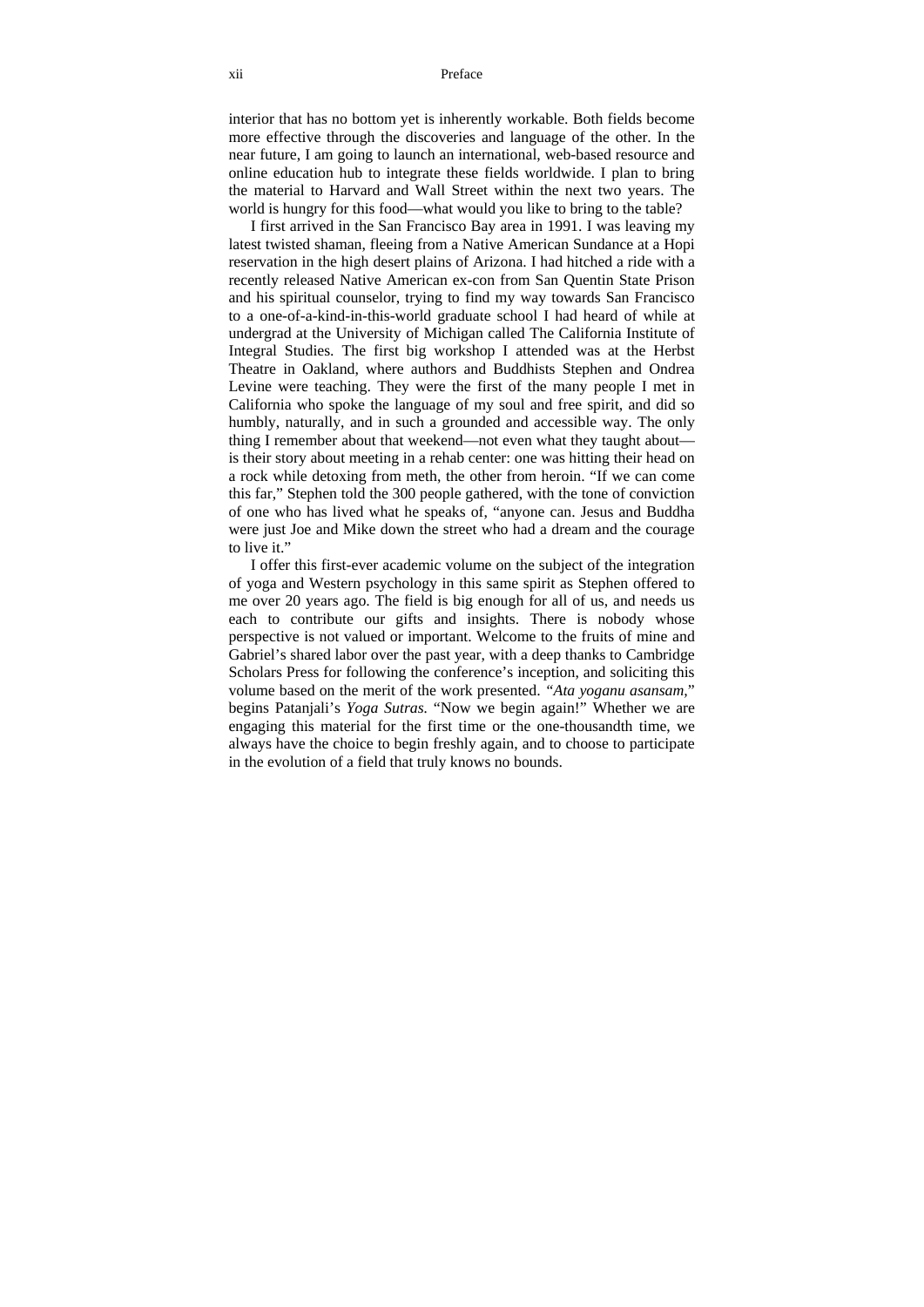interior that has no bottom yet is inherently workable. Both fields become more effective through the discoveries and language of the other. In the near future, I am going to launch an international, web-based resource and online education hub to integrate these fields worldwide. I plan to bring the material to Harvard and Wall Street within the next two years. The world is hungry for this food—what would you like to bring to the table?

I first arrived in the San Francisco Bay area in 1991. I was leaving my latest twisted shaman, fleeing from a Native American Sundance at a Hopi reservation in the high desert plains of Arizona. I had hitched a ride with a recently released Native American ex-con from San Quentin State Prison and his spiritual counselor, trying to find my way towards San Francisco to a one-of-a-kind-in-this-world graduate school I had heard of while at undergrad at the University of Michigan called The California Institute of Integral Studies. The first big workshop I attended was at the Herbst Theatre in Oakland, where authors and Buddhists Stephen and Ondrea Levine were teaching. They were the first of the many people I met in California who spoke the language of my soul and free spirit, and did so humbly, naturally, and in such a grounded and accessible way. The only thing I remember about that weekend—not even what they taught about—is their story about meeting in a rehab center: one was hitting their head on a rock while detoxing from meth, the other from heroin. "If we can come this far," Stephen told the 300 people gathered, with the tone of conviction of one who has lived what he speaks of, "anyone can. Jesus and Buddha were just Joe and Mike down the street who had a dream and the courage to live it."

I offer this first-ever academic volume on the subject of the integration of yoga and Western psychology in this same spirit as Stephen offered to me over 20 years ago. The field is big enough for all of us, and needs us each to contribute our gifts and insights. There is nobody whose perspective is not valued or important. Welcome to the fruits of mine and Gabriel's shared labor over the past year, with a deep thanks to Cambridge Scholars Press for following the conference's inception, and soliciting this volume based on the merit of the work presented. "*Ata yoganu asansam*," begins Patanjali's *Yoga Sutras.* "Now we begin again!" Whether we are engaging this material for the first time or the one-thousandth time, we always have the choice to begin freshly again, and to choose to participate in the evolution of a field that truly knows no bounds.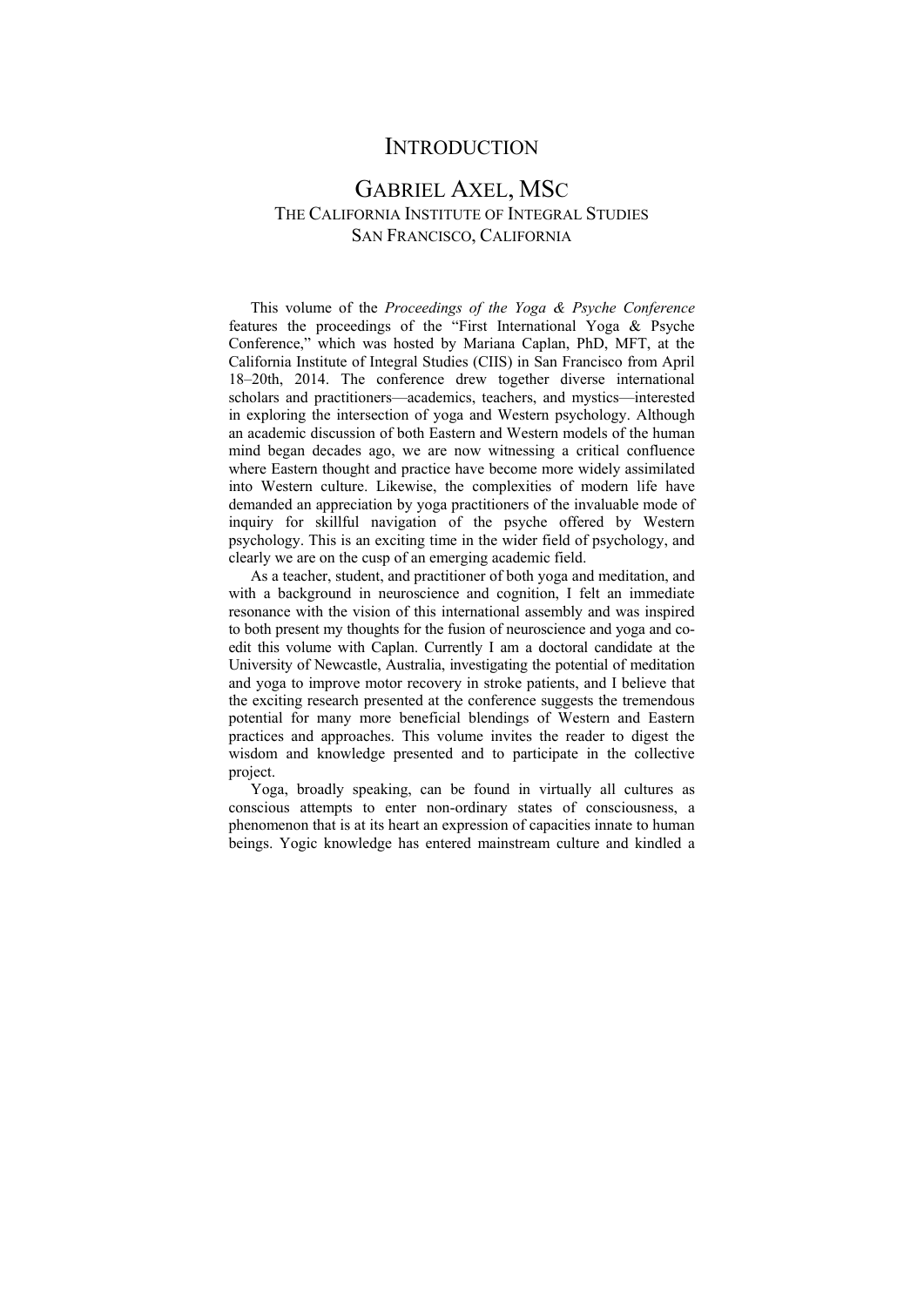# INTRODUCTION

## GABRIEL AXEL, MSC

THE CALIFORNIA INSTITUTE OF INTEGRAL STUDIES
SAN FRANCISCO, CALIFORNIA

This volume of the *Proceedings of the Yoga & Psyche Conference* features the proceedings of the "First International Yoga & Psyche Conference," which was hosted by Mariana Caplan, PhD, MFT, at the California Institute of Integral Studies (CIIS) in San Francisco from April 18–20th, 2014. The conference drew together diverse international scholars and practitioners—academics, teachers, and mystics—interested in exploring the intersection of yoga and Western psychology. Although an academic discussion of both Eastern and Western models of the human mind began decades ago, we are now witnessing a critical confluence where Eastern thought and practice have become more widely assimilated into Western culture. Likewise, the complexities of modern life have demanded an appreciation by yoga practitioners of the invaluable mode of inquiry for skillful navigation of the psyche offered by Western psychology. This is an exciting time in the wider field of psychology, and clearly we are on the cusp of an emerging academic field.

As a teacher, student, and practitioner of both yoga and meditation, and with a background in neuroscience and cognition, I felt an immediate resonance with the vision of this international assembly and was inspired to both present my thoughts for the fusion of neuroscience and yoga and co-edit this volume with Caplan. Currently I am a doctoral candidate at the University of Newcastle, Australia, investigating the potential of meditation and yoga to improve motor recovery in stroke patients, and I believe that the exciting research presented at the conference suggests the tremendous potential for many more beneficial blendings of Western and Eastern practices and approaches. This volume invites the reader to digest the wisdom and knowledge presented and to participate in the collective project.

Yoga, broadly speaking, can be found in virtually all cultures as conscious attempts to enter non-ordinary states of consciousness, a phenomenon that is at its heart an expression of capacities innate to human beings. Yogic knowledge has entered mainstream culture and kindled a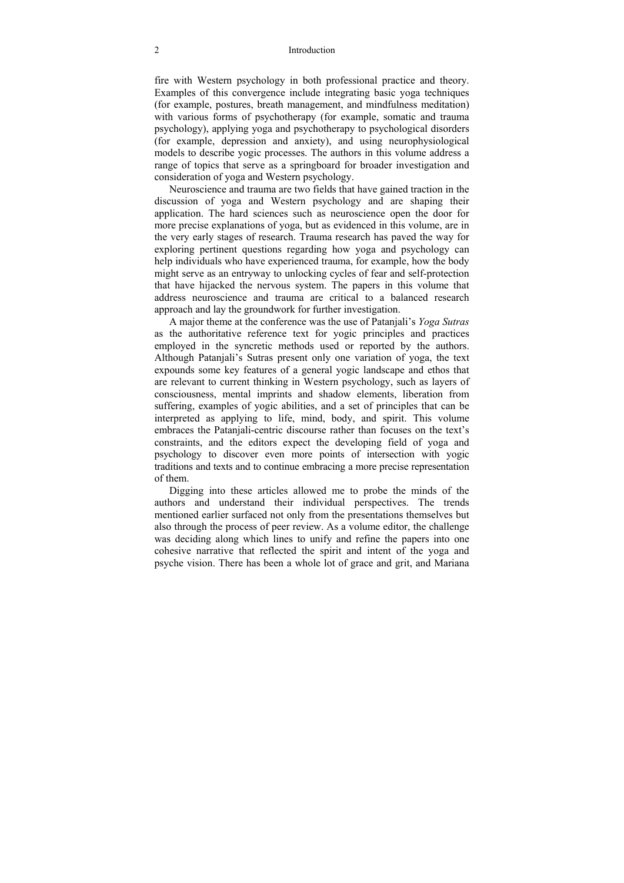fire with Western psychology in both professional practice and theory. Examples of this convergence include integrating basic yoga techniques (for example, postures, breath management, and mindfulness meditation) with various forms of psychotherapy (for example, somatic and trauma psychology), applying yoga and psychotherapy to psychological disorders (for example, depression and anxiety), and using neurophysiological models to describe yogic processes. The authors in this volume address a range of topics that serve as a springboard for broader investigation and consideration of yoga and Western psychology.

Neuroscience and trauma are two fields that have gained traction in the discussion of yoga and Western psychology and are shaping their application. The hard sciences such as neuroscience open the door for more precise explanations of yoga, but as evidenced in this volume, are in the very early stages of research. Trauma research has paved the way for exploring pertinent questions regarding how yoga and psychology can help individuals who have experienced trauma, for example, how the body might serve as an entryway to unlocking cycles of fear and self-protection that have hijacked the nervous system. The papers in this volume that address neuroscience and trauma are critical to a balanced research approach and lay the groundwork for further investigation.

A major theme at the conference was the use of Patanjali's *Yoga Sutras* as the authoritative reference text for yogic principles and practices employed in the syncretic methods used or reported by the authors. Although Patanjali's Sutras present only one variation of yoga, the text expounds some key features of a general yogic landscape and ethos that are relevant to current thinking in Western psychology, such as layers of consciousness, mental imprints and shadow elements, liberation from suffering, examples of yogic abilities, and a set of principles that can be interpreted as applying to life, mind, body, and spirit. This volume embraces the Patanjali-centric discourse rather than focuses on the text's constraints, and the editors expect the developing field of yoga and psychology to discover even more points of intersection with yogic traditions and texts and to continue embracing a more precise representation of them.

Digging into these articles allowed me to probe the minds of the authors and understand their individual perspectives. The trends mentioned earlier surfaced not only from the presentations themselves but also through the process of peer review. As a volume editor, the challenge was deciding along which lines to unify and refine the papers into one cohesive narrative that reflected the spirit and intent of the yoga and psyche vision. There has been a whole lot of grace and grit, and Mariana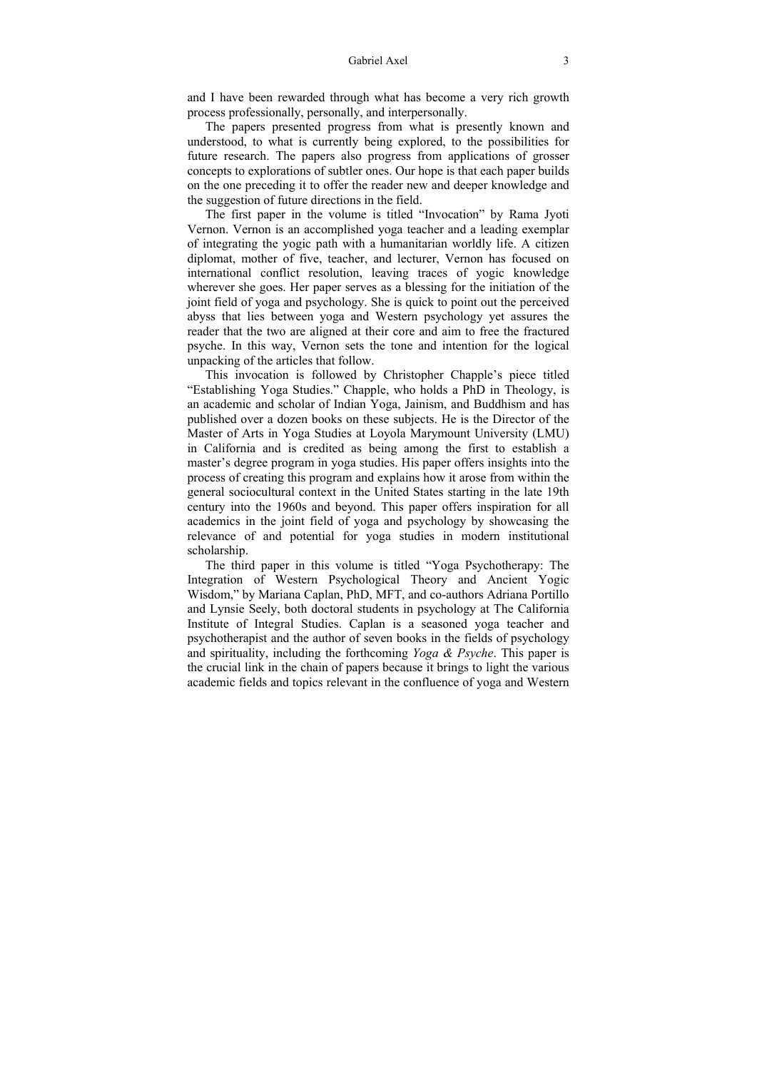and I have been rewarded through what has become a very rich growth process professionally, personally, and interpersonally.

The papers presented progress from what is presently known and understood, to what is currently being explored, to the possibilities for future research. The papers also progress from applications of grosser concepts to explorations of subtler ones. Our hope is that each paper builds on the one preceding it to offer the reader new and deeper knowledge and the suggestion of future directions in the field.

The first paper in the volume is titled "Invocation" by Rama Jyoti Vernon. Vernon is an accomplished yoga teacher and a leading exemplar of integrating the yogic path with a humanitarian worldly life. A citizen diplomat, mother of five, teacher, and lecturer, Vernon has focused on international conflict resolution, leaving traces of yogic knowledge wherever she goes. Her paper serves as a blessing for the initiation of the joint field of yoga and psychology. She is quick to point out the perceived abyss that lies between yoga and Western psychology yet assures the reader that the two are aligned at their core and aim to free the fractured psyche. In this way, Vernon sets the tone and intention for the logical unpacking of the articles that follow.

This invocation is followed by Christopher Chapple's piece titled "Establishing Yoga Studies." Chapple, who holds a PhD in Theology, is an academic and scholar of Indian Yoga, Jainism, and Buddhism and has published over a dozen books on these subjects. He is the Director of the Master of Arts in Yoga Studies at Loyola Marymount University (LMU) in California and is credited as being among the first to establish a master's degree program in yoga studies. His paper offers insights into the process of creating this program and explains how it arose from within the general sociocultural context in the United States starting in the late 19th century into the 1960s and beyond. This paper offers inspiration for all academics in the joint field of yoga and psychology by showcasing the relevance of and potential for yoga studies in modern institutional scholarship.

The third paper in this volume is titled "Yoga Psychotherapy: The Integration of Western Psychological Theory and Ancient Yogic Wisdom," by Mariana Caplan, PhD, MFT, and co-authors Adriana Portillo and Lynsie Seely, both doctoral students in psychology at The California Institute of Integral Studies. Caplan is a seasoned yoga teacher and psychotherapist and the author of seven books in the fields of psychology and spirituality, including the forthcoming *Yoga & Psyche*. This paper is the crucial link in the chain of papers because it brings to light the various academic fields and topics relevant in the confluence of yoga and Western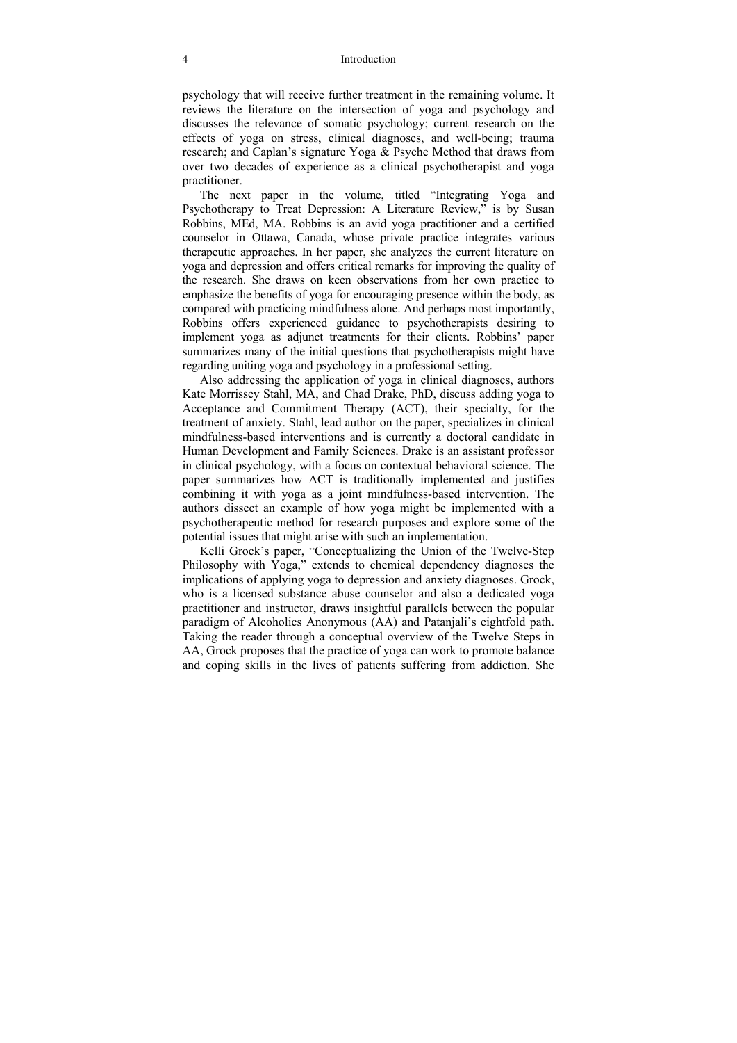psychology that will receive further treatment in the remaining volume. It reviews the literature on the intersection of yoga and psychology and discusses the relevance of somatic psychology; current research on the effects of yoga on stress, clinical diagnoses, and well-being; trauma research; and Caplan's signature Yoga & Psyche Method that draws from over two decades of experience as a clinical psychotherapist and yoga practitioner.

The next paper in the volume, titled "Integrating Yoga and Psychotherapy to Treat Depression: A Literature Review," is by Susan Robbins, MEd, MA. Robbins is an avid yoga practitioner and a certified counselor in Ottawa, Canada, whose private practice integrates various therapeutic approaches. In her paper, she analyzes the current literature on yoga and depression and offers critical remarks for improving the quality of the research. She draws on keen observations from her own practice to emphasize the benefits of yoga for encouraging presence within the body, as compared with practicing mindfulness alone. And perhaps most importantly, Robbins offers experienced guidance to psychotherapists desiring to implement yoga as adjunct treatments for their clients. Robbins' paper summarizes many of the initial questions that psychotherapists might have regarding uniting yoga and psychology in a professional setting.

Also addressing the application of yoga in clinical diagnoses, authors Kate Morrissey Stahl, MA, and Chad Drake, PhD, discuss adding yoga to Acceptance and Commitment Therapy (ACT), their specialty, for the treatment of anxiety. Stahl, lead author on the paper, specializes in clinical mindfulness-based interventions and is currently a doctoral candidate in Human Development and Family Sciences. Drake is an assistant professor in clinical psychology, with a focus on contextual behavioral science. The paper summarizes how ACT is traditionally implemented and justifies combining it with yoga as a joint mindfulness-based intervention. The authors dissect an example of how yoga might be implemented with a psychotherapeutic method for research purposes and explore some of the potential issues that might arise with such an implementation.

Kelli Grock's paper, "Conceptualizing the Union of the Twelve-Step Philosophy with Yoga," extends to chemical dependency diagnoses the implications of applying yoga to depression and anxiety diagnoses. Grock, who is a licensed substance abuse counselor and also a dedicated yoga practitioner and instructor, draws insightful parallels between the popular paradigm of Alcoholics Anonymous (AA) and Patanjali's eightfold path. Taking the reader through a conceptual overview of the Twelve Steps in AA, Grock proposes that the practice of yoga can work to promote balance and coping skills in the lives of patients suffering from addiction. She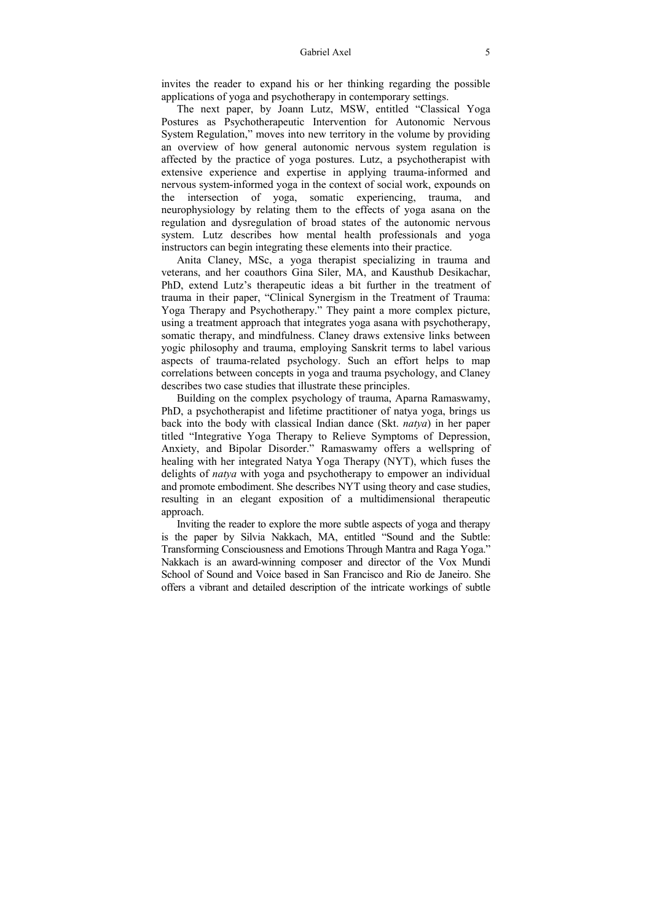invites the reader to expand his or her thinking regarding the possible applications of yoga and psychotherapy in contemporary settings.

The next paper, by Joann Lutz, MSW, entitled "Classical Yoga Postures as Psychotherapeutic Intervention for Autonomic Nervous System Regulation," moves into new territory in the volume by providing an overview of how general autonomic nervous system regulation is affected by the practice of yoga postures. Lutz, a psychotherapist with extensive experience and expertise in applying trauma-informed and nervous system-informed yoga in the context of social work, expounds on the intersection of yoga, somatic experiencing, trauma, and neurophysiology by relating them to the effects of yoga asana on the regulation and dysregulation of broad states of the autonomic nervous system. Lutz describes how mental health professionals and yoga instructors can begin integrating these elements into their practice.

Anita Claney, MSc, a yoga therapist specializing in trauma and veterans, and her coauthors Gina Siler, MA, and Kausthub Desikachar, PhD, extend Lutz's therapeutic ideas a bit further in the treatment of trauma in their paper, "Clinical Synergism in the Treatment of Trauma: Yoga Therapy and Psychotherapy." They paint a more complex picture, using a treatment approach that integrates yoga asana with psychotherapy, somatic therapy, and mindfulness. Claney draws extensive links between yogic philosophy and trauma, employing Sanskrit terms to label various aspects of trauma-related psychology. Such an effort helps to map correlations between concepts in yoga and trauma psychology, and Claney describes two case studies that illustrate these principles.

Building on the complex psychology of trauma, Aparna Ramaswamy, PhD, a psychotherapist and lifetime practitioner of natya yoga, brings us back into the body with classical Indian dance (Skt. *natya*) in her paper titled "Integrative Yoga Therapy to Relieve Symptoms of Depression, Anxiety, and Bipolar Disorder." Ramaswamy offers a wellspring of healing with her integrated Natya Yoga Therapy (NYT), which fuses the delights of *natya* with yoga and psychotherapy to empower an individual and promote embodiment. She describes NYT using theory and case studies, resulting in an elegant exposition of a multidimensional therapeutic approach.

Inviting the reader to explore the more subtle aspects of yoga and therapy is the paper by Silvia Nakkach, MA, entitled "Sound and the Subtle: Transforming Consciousness and Emotions Through Mantra and Raga Yoga." Nakkach is an award-winning composer and director of the Vox Mundi School of Sound and Voice based in San Francisco and Rio de Janeiro. She offers a vibrant and detailed description of the intricate workings of subtle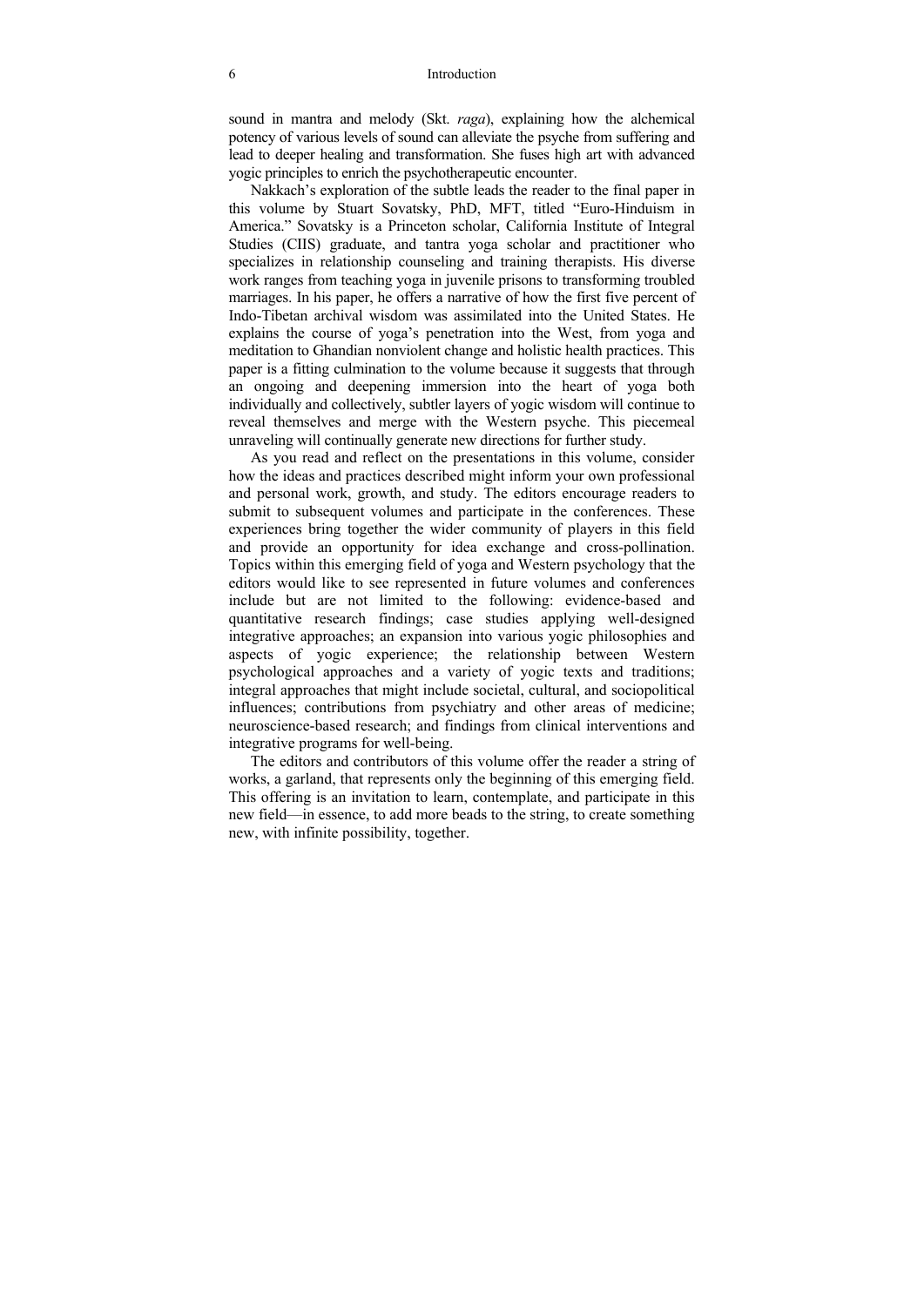sound in mantra and melody (Skt. *raga*), explaining how the alchemical potency of various levels of sound can alleviate the psyche from suffering and lead to deeper healing and transformation. She fuses high art with advanced yogic principles to enrich the psychotherapeutic encounter.

Nakkach's exploration of the subtle leads the reader to the final paper in this volume by Stuart Sovatsky, PhD, MFT, titled "Euro-Hinduism in America." Sovatsky is a Princeton scholar, California Institute of Integral Studies (CIIS) graduate, and tantra yoga scholar and practitioner who specializes in relationship counseling and training therapists. His diverse work ranges from teaching yoga in juvenile prisons to transforming troubled marriages. In his paper, he offers a narrative of how the first five percent of Indo-Tibetan archival wisdom was assimilated into the United States. He explains the course of yoga's penetration into the West, from yoga and meditation to Ghandian nonviolent change and holistic health practices. This paper is a fitting culmination to the volume because it suggests that through an ongoing and deepening immersion into the heart of yoga both individually and collectively, subtler layers of yogic wisdom will continue to reveal themselves and merge with the Western psyche. This piecemeal unraveling will continually generate new directions for further study.

As you read and reflect on the presentations in this volume, consider how the ideas and practices described might inform your own professional and personal work, growth, and study. The editors encourage readers to submit to subsequent volumes and participate in the conferences. These experiences bring together the wider community of players in this field and provide an opportunity for idea exchange and cross-pollination. Topics within this emerging field of yoga and Western psychology that the editors would like to see represented in future volumes and conferences include but are not limited to the following: evidence-based and quantitative research findings; case studies applying well-designed integrative approaches; an expansion into various yogic philosophies and aspects of yogic experience; the relationship between Western psychological approaches and a variety of yogic texts and traditions; integral approaches that might include societal, cultural, and sociopolitical influences; contributions from psychiatry and other areas of medicine; neuroscience-based research; and findings from clinical interventions and integrative programs for well-being.

The editors and contributors of this volume offer the reader a string of works, a garland, that represents only the beginning of this emerging field. This offering is an invitation to learn, contemplate, and participate in this new field—in essence, to add more beads to the string, to create something new, with infinite possibility, together.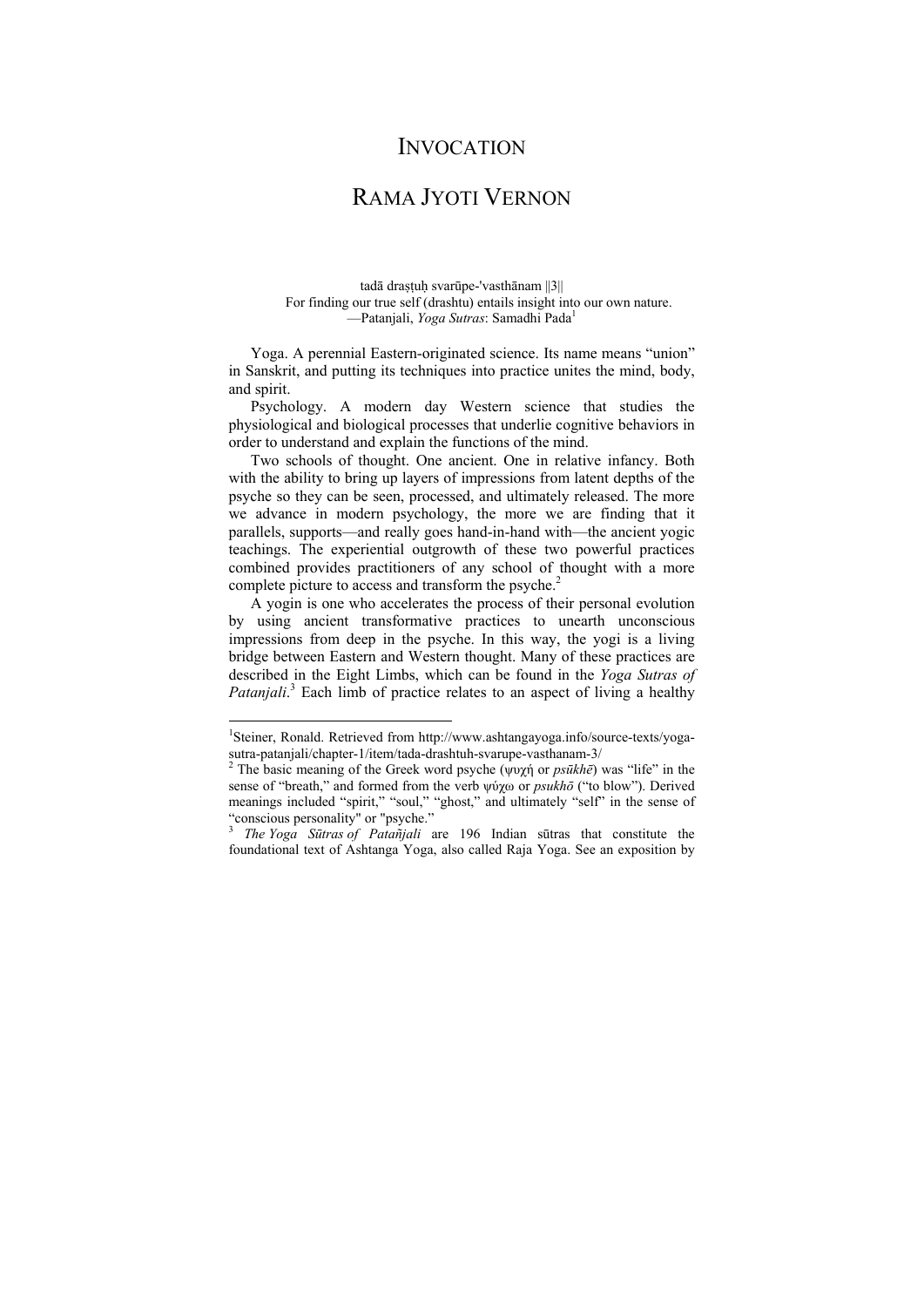# INVOCATION

# RAMA JYOTI VERNON

tadā draṣṭuḥ svarūpe-'vasthānam ||3||
For finding our true self (drashtu) entails insight into our own nature.
—Patanjali, *Yoga Sutras*: Samadhi Pada[1]

Yoga. A perennial Eastern-originated science. Its name means "union" in Sanskrit, and putting its techniques into practice unites the mind, body, and spirit.

Psychology. A modern day Western science that studies the physiological and biological processes that underlie cognitive behaviors in order to understand and explain the functions of the mind.

Two schools of thought. One ancient. One in relative infancy. Both with the ability to bring up layers of impressions from latent depths of the psyche so they can be seen, processed, and ultimately released. The more we advance in modern psychology, the more we are finding that it parallels, supports—and really goes hand-in-hand with—the ancient yogic teachings. The experiential outgrowth of these two powerful practices combined provides practitioners of any school of thought with a more complete picture to access and transform the psyche.[2]

A yogin is one who accelerates the process of their personal evolution by using ancient transformative practices to unearth unconscious impressions from deep in the psyche. In this way, the yogi is a living bridge between Eastern and Western thought. Many of these practices are described in the Eight Limbs, which can be found in the *Yoga Sutras of Patanjali*.[3] Each limb of practice relates to an aspect of living a healthy

---

[1]Steiner, Ronald. Retrieved from http://www.ashtangayoga.info/source-texts/yoga-sutra-patanjali/chapter-1/item/tada-drashtuh-svarupe-vasthanam-3/

[2] The basic meaning of the Greek word psyche (ψυχή or *psūkhē*) was "life" in the sense of "breath," and formed from the verb ψύχω or *psukhō* ("to blow"). Derived meanings included "spirit," "soul," "ghost," and ultimately "self" in the sense of "conscious personality" or "psyche."

[3] *The Yoga Sūtras of Patañjali* are 196 Indian sūtras that constitute the foundational text of Ashtanga Yoga, also called Raja Yoga. See an exposition by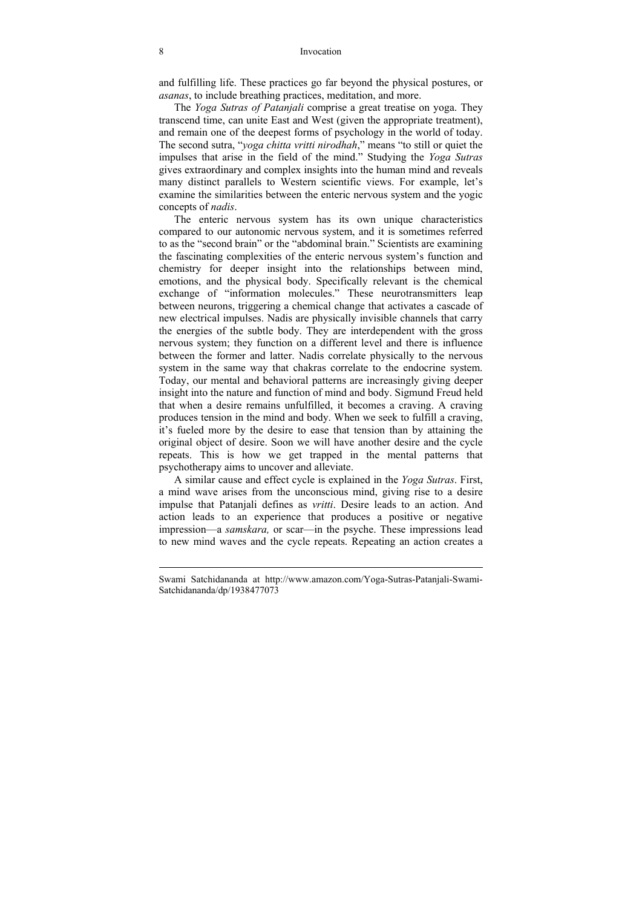and fulfilling life. These practices go far beyond the physical postures, or *asanas*, to include breathing practices, meditation, and more.

The *Yoga Sutras of Patanjali* comprise a great treatise on yoga. They transcend time, can unite East and West (given the appropriate treatment), and remain one of the deepest forms of psychology in the world of today. The second sutra, "*yoga chitta vritti nirodhah*," means "to still or quiet the impulses that arise in the field of the mind." Studying the *Yoga Sutras* gives extraordinary and complex insights into the human mind and reveals many distinct parallels to Western scientific views. For example, let's examine the similarities between the enteric nervous system and the yogic concepts of *nadis*.

The enteric nervous system has its own unique characteristics compared to our autonomic nervous system, and it is sometimes referred to as the "second brain" or the "abdominal brain." Scientists are examining the fascinating complexities of the enteric nervous system's function and chemistry for deeper insight into the relationships between mind, emotions, and the physical body. Specifically relevant is the chemical exchange of "information molecules." These neurotransmitters leap between neurons, triggering a chemical change that activates a cascade of new electrical impulses. Nadis are physically invisible channels that carry the energies of the subtle body. They are interdependent with the gross nervous system; they function on a different level and there is influence between the former and latter. Nadis correlate physically to the nervous system in the same way that chakras correlate to the endocrine system. Today, our mental and behavioral patterns are increasingly giving deeper insight into the nature and function of mind and body. Sigmund Freud held that when a desire remains unfulfilled, it becomes a craving. A craving produces tension in the mind and body. When we seek to fulfill a craving, it's fueled more by the desire to ease that tension than by attaining the original object of desire. Soon we will have another desire and the cycle repeats. This is how we get trapped in the mental patterns that psychotherapy aims to uncover and alleviate.

A similar cause and effect cycle is explained in the *Yoga Sutras*. First, a mind wave arises from the unconscious mind, giving rise to a desire impulse that Patanjali defines as *vritti*. Desire leads to an action. And action leads to an experience that produces a positive or negative impression—a *samskara,* or scar—in the psyche. These impressions lead to new mind waves and the cycle repeats. Repeating an action creates a

---

Swami Satchidananda at http://www.amazon.com/Yoga-Sutras-Patanjali-Swami-Satchidananda/dp/1938477073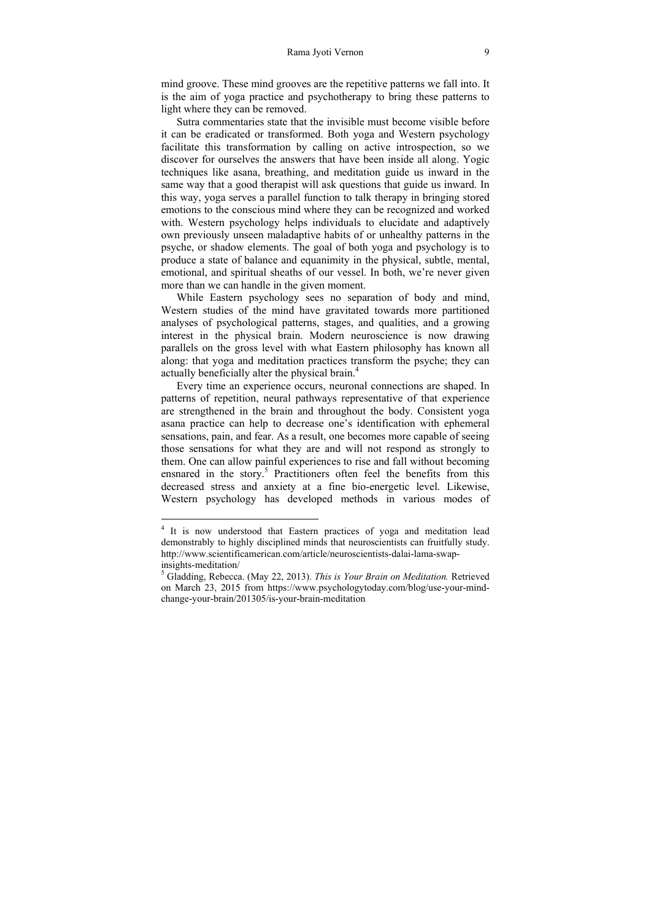mind groove. These mind grooves are the repetitive patterns we fall into. It is the aim of yoga practice and psychotherapy to bring these patterns to light where they can be removed.

Sutra commentaries state that the invisible must become visible before it can be eradicated or transformed. Both yoga and Western psychology facilitate this transformation by calling on active introspection, so we discover for ourselves the answers that have been inside all along. Yogic techniques like asana, breathing, and meditation guide us inward in the same way that a good therapist will ask questions that guide us inward. In this way, yoga serves a parallel function to talk therapy in bringing stored emotions to the conscious mind where they can be recognized and worked with. Western psychology helps individuals to elucidate and adaptively own previously unseen maladaptive habits of or unhealthy patterns in the psyche, or shadow elements. The goal of both yoga and psychology is to produce a state of balance and equanimity in the physical, subtle, mental, emotional, and spiritual sheaths of our vessel. In both, we're never given more than we can handle in the given moment.

While Eastern psychology sees no separation of body and mind, Western studies of the mind have gravitated towards more partitioned analyses of psychological patterns, stages, and qualities, and a growing interest in the physical brain. Modern neuroscience is now drawing parallels on the gross level with what Eastern philosophy has known all along: that yoga and meditation practices transform the psyche; they can actually beneficially alter the physical brain.[4]

Every time an experience occurs, neuronal connections are shaped. In patterns of repetition, neural pathways representative of that experience are strengthened in the brain and throughout the body. Consistent yoga asana practice can help to decrease one's identification with ephemeral sensations, pain, and fear. As a result, one becomes more capable of seeing those sensations for what they are and will not respond as strongly to them. One can allow painful experiences to rise and fall without becoming ensnared in the story.[5] Practitioners often feel the benefits from this decreased stress and anxiety at a fine bio-energetic level. Likewise, Western psychology has developed methods in various modes of

---

[4] It is now understood that Eastern practices of yoga and meditation lead demonstrably to highly disciplined minds that neuroscientists can fruitfully study. http://www.scientificamerican.com/article/neuroscientists-dalai-lama-swap-insights-meditation/

[5] Gladding, Rebecca. (May 22, 2013). *This is Your Brain on Meditation.* Retrieved on March 23, 2015 from https://www.psychologytoday.com/blog/use-your-mind-change-your-brain/201305/is-your-brain-meditation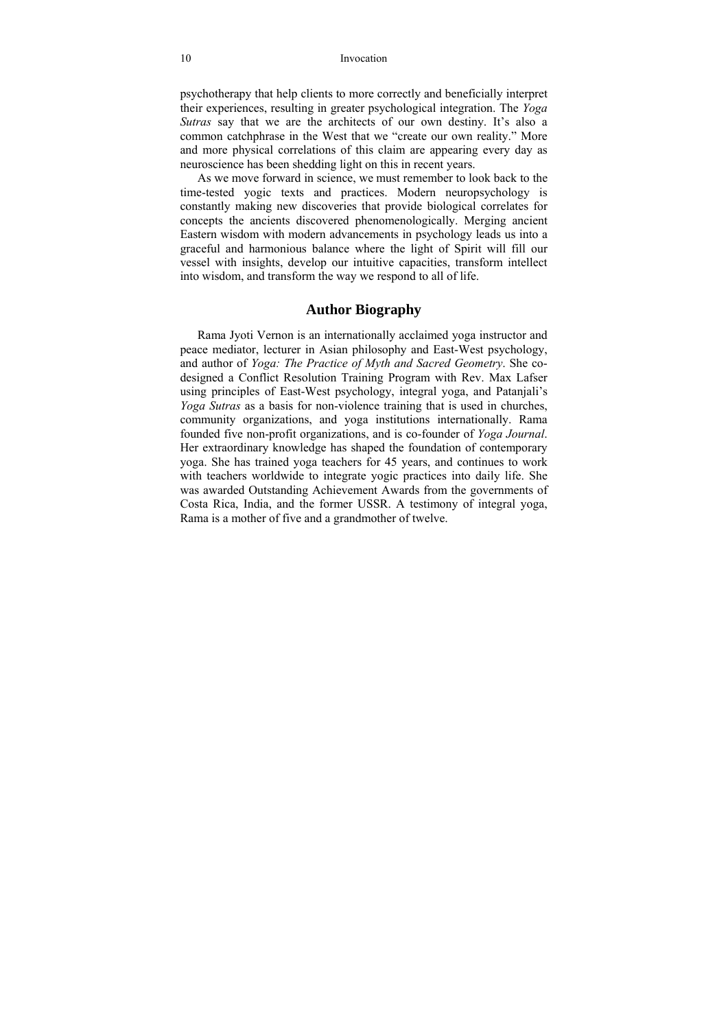psychotherapy that help clients to more correctly and beneficially interpret their experiences, resulting in greater psychological integration. The *Yoga Sutras* say that we are the architects of our own destiny. It's also a common catchphrase in the West that we "create our own reality." More and more physical correlations of this claim are appearing every day as neuroscience has been shedding light on this in recent years.

As we move forward in science, we must remember to look back to the time-tested yogic texts and practices. Modern neuropsychology is constantly making new discoveries that provide biological correlates for concepts the ancients discovered phenomenologically. Merging ancient Eastern wisdom with modern advancements in psychology leads us into a graceful and harmonious balance where the light of Spirit will fill our vessel with insights, develop our intuitive capacities, transform intellect into wisdom, and transform the way we respond to all of life.

## Author Biography

Rama Jyoti Vernon is an internationally acclaimed yoga instructor and peace mediator, lecturer in Asian philosophy and East-West psychology, and author of *Yoga: The Practice of Myth and Sacred Geometry*. She co-designed a Conflict Resolution Training Program with Rev. Max Lafser using principles of East-West psychology, integral yoga, and Patanjali's *Yoga Sutras* as a basis for non-violence training that is used in churches, community organizations, and yoga institutions internationally. Rama founded five non-profit organizations, and is co-founder of *Yoga Journal*. Her extraordinary knowledge has shaped the foundation of contemporary yoga. She has trained yoga teachers for 45 years, and continues to work with teachers worldwide to integrate yogic practices into daily life. She was awarded Outstanding Achievement Awards from the governments of Costa Rica, India, and the former USSR. A testimony of integral yoga, Rama is a mother of five and a grandmother of twelve.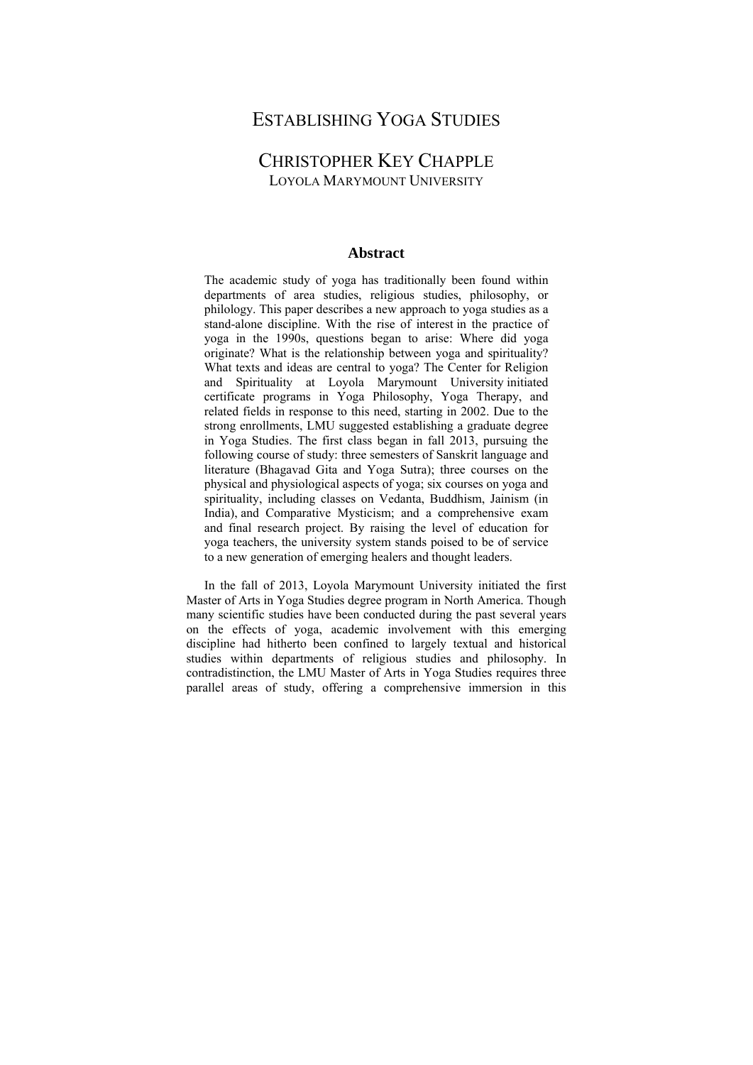# ESTABLISHING YOGA STUDIES

## CHRISTOPHER KEY CHAPPLE

LOYOLA MARYMOUNT UNIVERSITY

### Abstract

The academic study of yoga has traditionally been found within departments of area studies, religious studies, philosophy, or philology. This paper describes a new approach to yoga studies as a stand-alone discipline. With the rise of interest in the practice of yoga in the 1990s, questions began to arise: Where did yoga originate? What is the relationship between yoga and spirituality? What texts and ideas are central to yoga? The Center for Religion and Spirituality at Loyola Marymount University initiated certificate programs in Yoga Philosophy, Yoga Therapy, and related fields in response to this need, starting in 2002. Due to the strong enrollments, LMU suggested establishing a graduate degree in Yoga Studies. The first class began in fall 2013, pursuing the following course of study: three semesters of Sanskrit language and literature (Bhagavad Gita and Yoga Sutra); three courses on the physical and physiological aspects of yoga; six courses on yoga and spirituality, including classes on Vedanta, Buddhism, Jainism (in India), and Comparative Mysticism; and a comprehensive exam and final research project. By raising the level of education for yoga teachers, the university system stands poised to be of service to a new generation of emerging healers and thought leaders.

In the fall of 2013, Loyola Marymount University initiated the first Master of Arts in Yoga Studies degree program in North America. Though many scientific studies have been conducted during the past several years on the effects of yoga, academic involvement with this emerging discipline had hitherto been confined to largely textual and historical studies within departments of religious studies and philosophy. In contradistinction, the LMU Master of Arts in Yoga Studies requires three parallel areas of study, offering a comprehensive immersion in this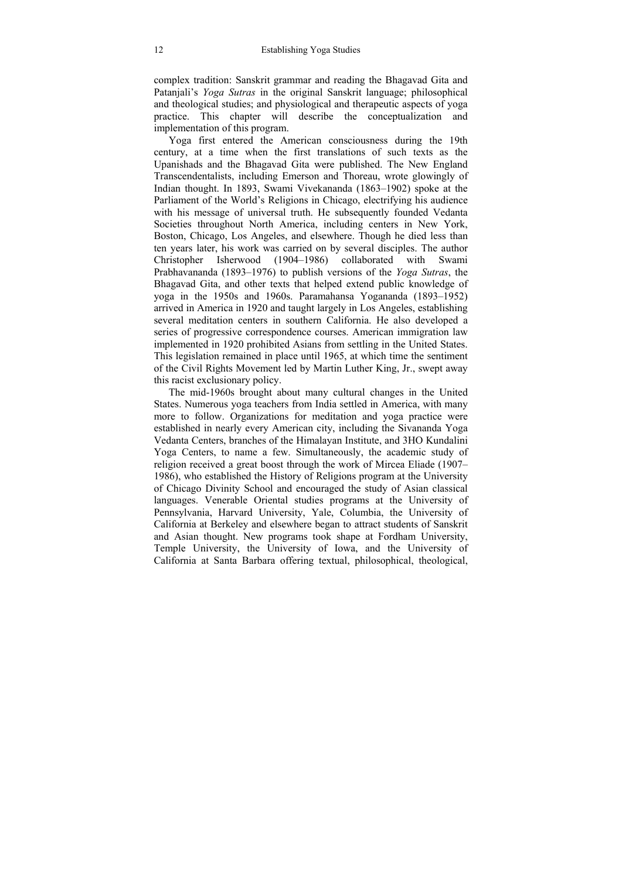complex tradition: Sanskrit grammar and reading the Bhagavad Gita and Patanjali's *Yoga Sutras* in the original Sanskrit language; philosophical and theological studies; and physiological and therapeutic aspects of yoga practice. This chapter will describe the conceptualization and implementation of this program.

Yoga first entered the American consciousness during the 19th century, at a time when the first translations of such texts as the Upanishads and the Bhagavad Gita were published. The New England Transcendentalists, including Emerson and Thoreau, wrote glowingly of Indian thought. In 1893, Swami Vivekananda (1863–1902) spoke at the Parliament of the World's Religions in Chicago, electrifying his audience with his message of universal truth. He subsequently founded Vedanta Societies throughout North America, including centers in New York, Boston, Chicago, Los Angeles, and elsewhere. Though he died less than ten years later, his work was carried on by several disciples. The author Christopher Isherwood (1904–1986) collaborated with Swami Prabhavananda (1893–1976) to publish versions of the *Yoga Sutras*, the Bhagavad Gita, and other texts that helped extend public knowledge of yoga in the 1950s and 1960s. Paramahansa Yogananda (1893–1952) arrived in America in 1920 and taught largely in Los Angeles, establishing several meditation centers in southern California. He also developed a series of progressive correspondence courses. American immigration law implemented in 1920 prohibited Asians from settling in the United States. This legislation remained in place until 1965, at which time the sentiment of the Civil Rights Movement led by Martin Luther King, Jr., swept away this racist exclusionary policy.

The mid-1960s brought about many cultural changes in the United States. Numerous yoga teachers from India settled in America, with many more to follow. Organizations for meditation and yoga practice were established in nearly every American city, including the Sivananda Yoga Vedanta Centers, branches of the Himalayan Institute, and 3HO Kundalini Yoga Centers, to name a few. Simultaneously, the academic study of religion received a great boost through the work of Mircea Eliade (1907–1986), who established the History of Religions program at the University of Chicago Divinity School and encouraged the study of Asian classical languages. Venerable Oriental studies programs at the University of Pennsylvania, Harvard University, Yale, Columbia, the University of California at Berkeley and elsewhere began to attract students of Sanskrit and Asian thought. New programs took shape at Fordham University, Temple University, the University of Iowa, and the University of California at Santa Barbara offering textual, philosophical, theological,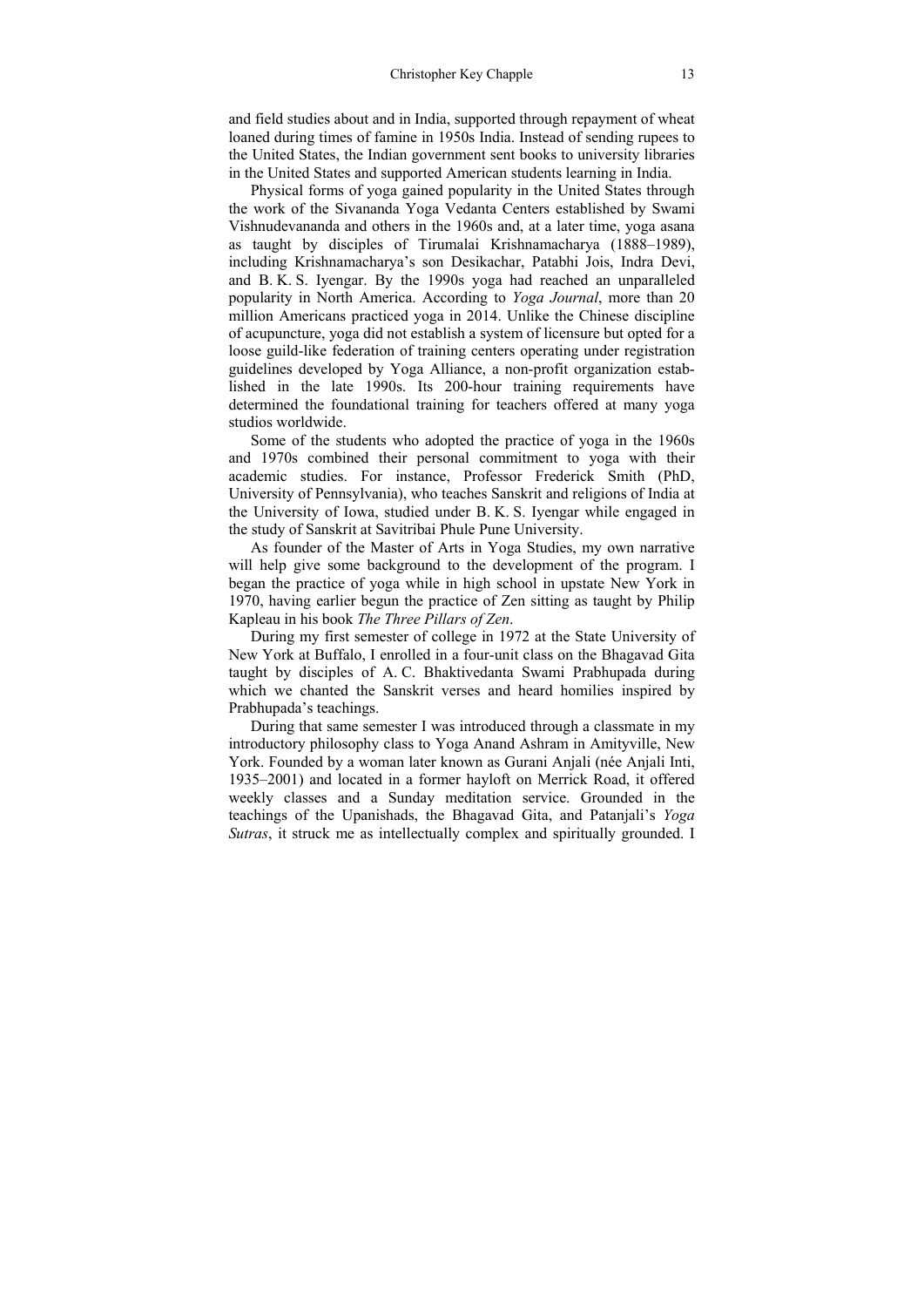and field studies about and in India, supported through repayment of wheat loaned during times of famine in 1950s India. Instead of sending rupees to the United States, the Indian government sent books to university libraries in the United States and supported American students learning in India.

Physical forms of yoga gained popularity in the United States through the work of the Sivananda Yoga Vedanta Centers established by Swami Vishnudevananda and others in the 1960s and, at a later time, yoga asana as taught by disciples of Tirumalai Krishnamacharya (1888–1989), including Krishnamacharya's son Desikachar, Patabhi Jois, Indra Devi, and B. K. S. Iyengar. By the 1990s yoga had reached an unparalleled popularity in North America. According to *Yoga Journal*, more than 20 million Americans practiced yoga in 2014. Unlike the Chinese discipline of acupuncture, yoga did not establish a system of licensure but opted for a loose guild-like federation of training centers operating under registration guidelines developed by Yoga Alliance, a non-profit organization established in the late 1990s. Its 200-hour training requirements have determined the foundational training for teachers offered at many yoga studios worldwide.

Some of the students who adopted the practice of yoga in the 1960s and 1970s combined their personal commitment to yoga with their academic studies. For instance, Professor Frederick Smith (PhD, University of Pennsylvania), who teaches Sanskrit and religions of India at the University of Iowa, studied under B. K. S. Iyengar while engaged in the study of Sanskrit at Savitribai Phule Pune University.

As founder of the Master of Arts in Yoga Studies, my own narrative will help give some background to the development of the program. I began the practice of yoga while in high school in upstate New York in 1970, having earlier begun the practice of Zen sitting as taught by Philip Kapleau in his book *The Three Pillars of Zen*.

During my first semester of college in 1972 at the State University of New York at Buffalo, I enrolled in a four-unit class on the Bhagavad Gita taught by disciples of A. C. Bhaktivedanta Swami Prabhupada during which we chanted the Sanskrit verses and heard homilies inspired by Prabhupada's teachings.

During that same semester I was introduced through a classmate in my introductory philosophy class to Yoga Anand Ashram in Amityville, New York. Founded by a woman later known as Gurani Anjali (née Anjali Inti, 1935–2001) and located in a former hayloft on Merrick Road, it offered weekly classes and a Sunday meditation service. Grounded in the teachings of the Upanishads, the Bhagavad Gita, and Patanjali's *Yoga Sutras*, it struck me as intellectually complex and spiritually grounded. I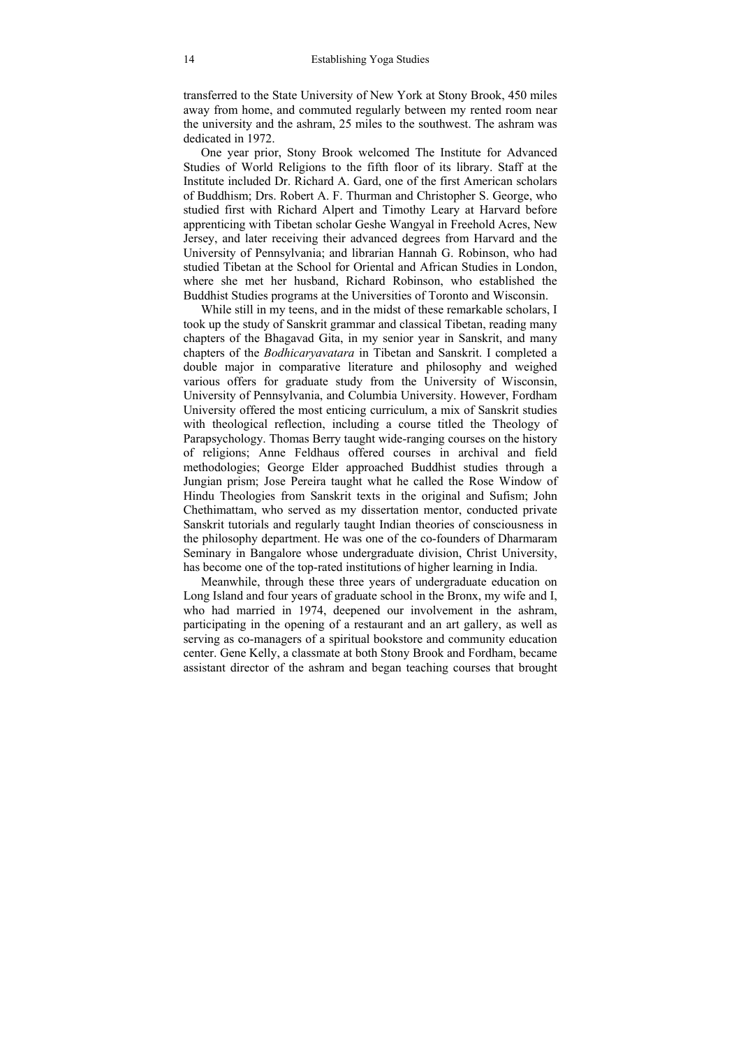transferred to the State University of New York at Stony Brook, 450 miles away from home, and commuted regularly between my rented room near the university and the ashram, 25 miles to the southwest. The ashram was dedicated in 1972.

One year prior, Stony Brook welcomed The Institute for Advanced Studies of World Religions to the fifth floor of its library. Staff at the Institute included Dr. Richard A. Gard, one of the first American scholars of Buddhism; Drs. Robert A. F. Thurman and Christopher S. George, who studied first with Richard Alpert and Timothy Leary at Harvard before apprenticing with Tibetan scholar Geshe Wangyal in Freehold Acres, New Jersey, and later receiving their advanced degrees from Harvard and the University of Pennsylvania; and librarian Hannah G. Robinson, who had studied Tibetan at the School for Oriental and African Studies in London, where she met her husband, Richard Robinson, who established the Buddhist Studies programs at the Universities of Toronto and Wisconsin.

While still in my teens, and in the midst of these remarkable scholars, I took up the study of Sanskrit grammar and classical Tibetan, reading many chapters of the Bhagavad Gita, in my senior year in Sanskrit, and many chapters of the *Bodhicaryavatara* in Tibetan and Sanskrit. I completed a double major in comparative literature and philosophy and weighed various offers for graduate study from the University of Wisconsin, University of Pennsylvania, and Columbia University. However, Fordham University offered the most enticing curriculum, a mix of Sanskrit studies with theological reflection, including a course titled the Theology of Parapsychology. Thomas Berry taught wide-ranging courses on the history of religions; Anne Feldhaus offered courses in archival and field methodologies; George Elder approached Buddhist studies through a Jungian prism; Jose Pereira taught what he called the Rose Window of Hindu Theologies from Sanskrit texts in the original and Sufism; John Chethimattam, who served as my dissertation mentor, conducted private Sanskrit tutorials and regularly taught Indian theories of consciousness in the philosophy department. He was one of the co-founders of Dharmaram Seminary in Bangalore whose undergraduate division, Christ University, has become one of the top-rated institutions of higher learning in India.

Meanwhile, through these three years of undergraduate education on Long Island and four years of graduate school in the Bronx, my wife and I, who had married in 1974, deepened our involvement in the ashram, participating in the opening of a restaurant and an art gallery, as well as serving as co-managers of a spiritual bookstore and community education center. Gene Kelly, a classmate at both Stony Brook and Fordham, became assistant director of the ashram and began teaching courses that brought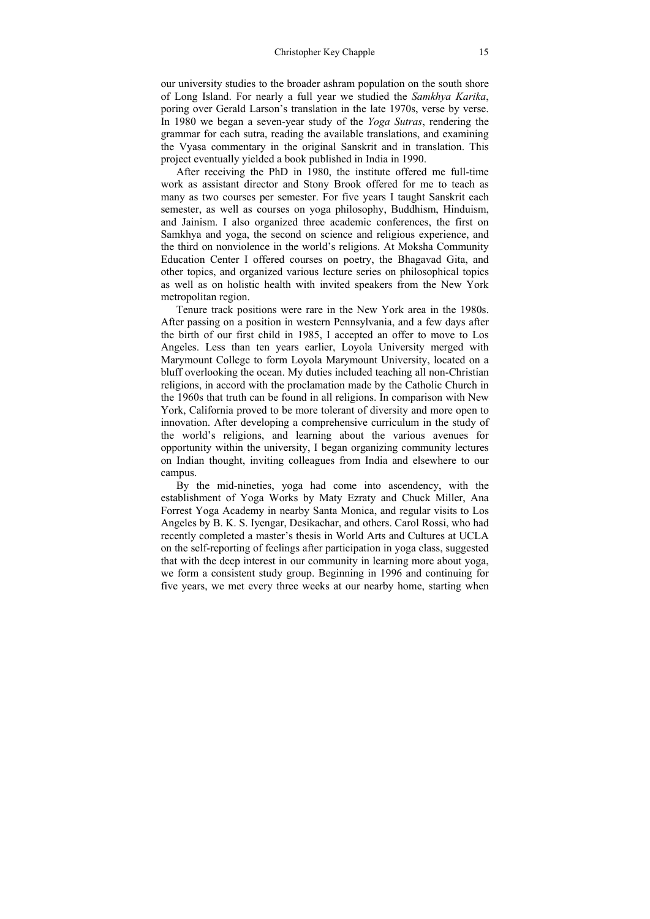our university studies to the broader ashram population on the south shore of Long Island. For nearly a full year we studied the *Samkhya Karika*, poring over Gerald Larson's translation in the late 1970s, verse by verse. In 1980 we began a seven-year study of the *Yoga Sutras*, rendering the grammar for each sutra, reading the available translations, and examining the Vyasa commentary in the original Sanskrit and in translation. This project eventually yielded a book published in India in 1990.

After receiving the PhD in 1980, the institute offered me full-time work as assistant director and Stony Brook offered for me to teach as many as two courses per semester. For five years I taught Sanskrit each semester, as well as courses on yoga philosophy, Buddhism, Hinduism, and Jainism. I also organized three academic conferences, the first on Samkhya and yoga, the second on science and religious experience, and the third on nonviolence in the world's religions. At Moksha Community Education Center I offered courses on poetry, the Bhagavad Gita, and other topics, and organized various lecture series on philosophical topics as well as on holistic health with invited speakers from the New York metropolitan region.

Tenure track positions were rare in the New York area in the 1980s. After passing on a position in western Pennsylvania, and a few days after the birth of our first child in 1985, I accepted an offer to move to Los Angeles. Less than ten years earlier, Loyola University merged with Marymount College to form Loyola Marymount University, located on a bluff overlooking the ocean. My duties included teaching all non-Christian religions, in accord with the proclamation made by the Catholic Church in the 1960s that truth can be found in all religions. In comparison with New York, California proved to be more tolerant of diversity and more open to innovation. After developing a comprehensive curriculum in the study of the world's religions, and learning about the various avenues for opportunity within the university, I began organizing community lectures on Indian thought, inviting colleagues from India and elsewhere to our campus.

By the mid-nineties, yoga had come into ascendency, with the establishment of Yoga Works by Maty Ezraty and Chuck Miller, Ana Forrest Yoga Academy in nearby Santa Monica, and regular visits to Los Angeles by B. K. S. Iyengar, Desikachar, and others. Carol Rossi, who had recently completed a master's thesis in World Arts and Cultures at UCLA on the self-reporting of feelings after participation in yoga class, suggested that with the deep interest in our community in learning more about yoga, we form a consistent study group. Beginning in 1996 and continuing for five years, we met every three weeks at our nearby home, starting when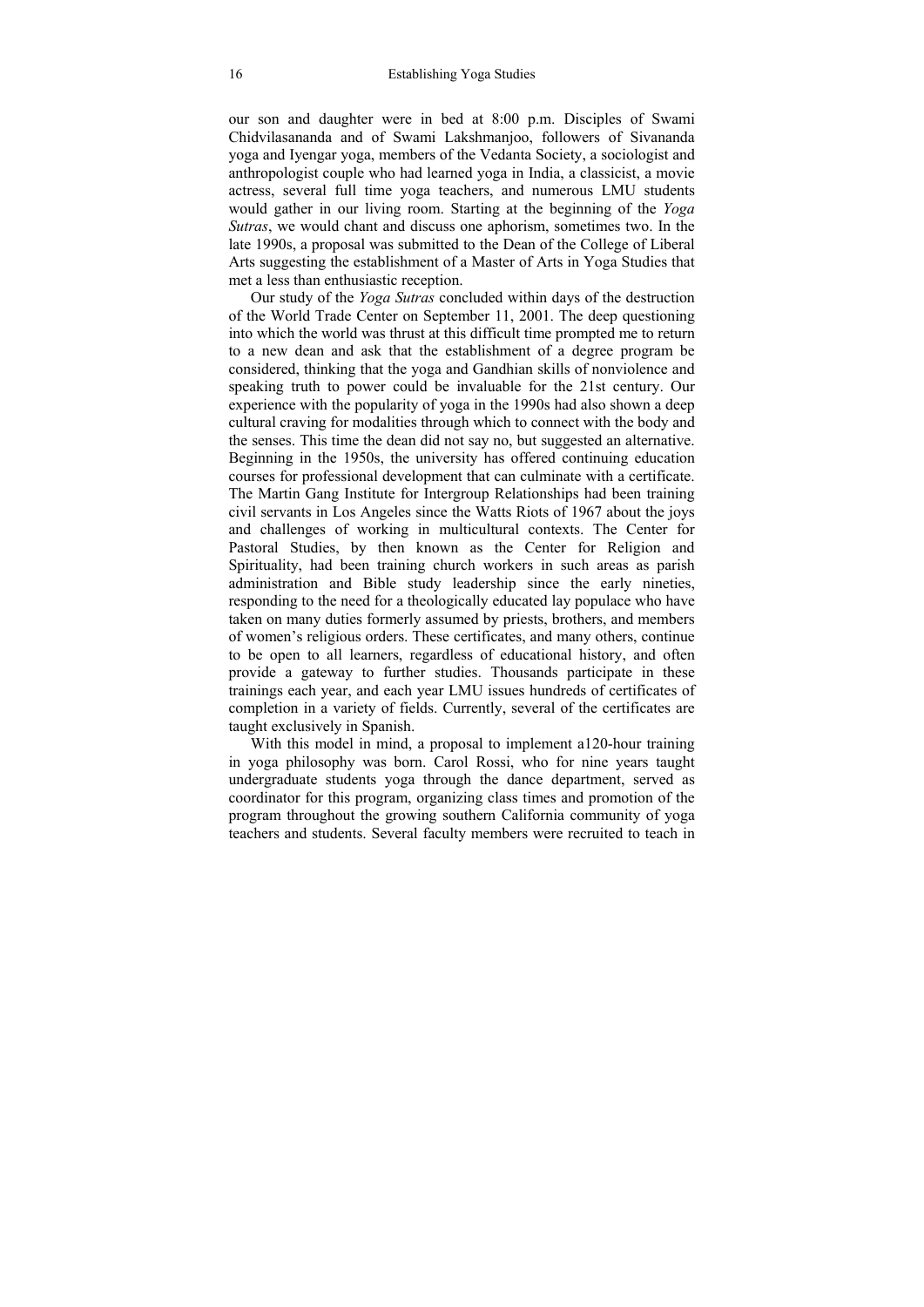our son and daughter were in bed at 8:00 p.m. Disciples of Swami Chidvilasananda and of Swami Lakshmanjoo, followers of Sivananda yoga and Iyengar yoga, members of the Vedanta Society, a sociologist and anthropologist couple who had learned yoga in India, a classicist, a movie actress, several full time yoga teachers, and numerous LMU students would gather in our living room. Starting at the beginning of the *Yoga Sutras*, we would chant and discuss one aphorism, sometimes two. In the late 1990s, a proposal was submitted to the Dean of the College of Liberal Arts suggesting the establishment of a Master of Arts in Yoga Studies that met a less than enthusiastic reception.

Our study of the *Yoga Sutras* concluded within days of the destruction of the World Trade Center on September 11, 2001. The deep questioning into which the world was thrust at this difficult time prompted me to return to a new dean and ask that the establishment of a degree program be considered, thinking that the yoga and Gandhian skills of nonviolence and speaking truth to power could be invaluable for the 21st century. Our experience with the popularity of yoga in the 1990s had also shown a deep cultural craving for modalities through which to connect with the body and the senses. This time the dean did not say no, but suggested an alternative. Beginning in the 1950s, the university has offered continuing education courses for professional development that can culminate with a certificate. The Martin Gang Institute for Intergroup Relationships had been training civil servants in Los Angeles since the Watts Riots of 1967 about the joys and challenges of working in multicultural contexts. The Center for Pastoral Studies, by then known as the Center for Religion and Spirituality, had been training church workers in such areas as parish administration and Bible study leadership since the early nineties, responding to the need for a theologically educated lay populace who have taken on many duties formerly assumed by priests, brothers, and members of women's religious orders. These certificates, and many others, continue to be open to all learners, regardless of educational history, and often provide a gateway to further studies. Thousands participate in these trainings each year, and each year LMU issues hundreds of certificates of completion in a variety of fields. Currently, several of the certificates are taught exclusively in Spanish.

With this model in mind, a proposal to implement a120-hour training in yoga philosophy was born. Carol Rossi, who for nine years taught undergraduate students yoga through the dance department, served as coordinator for this program, organizing class times and promotion of the program throughout the growing southern California community of yoga teachers and students. Several faculty members were recruited to teach in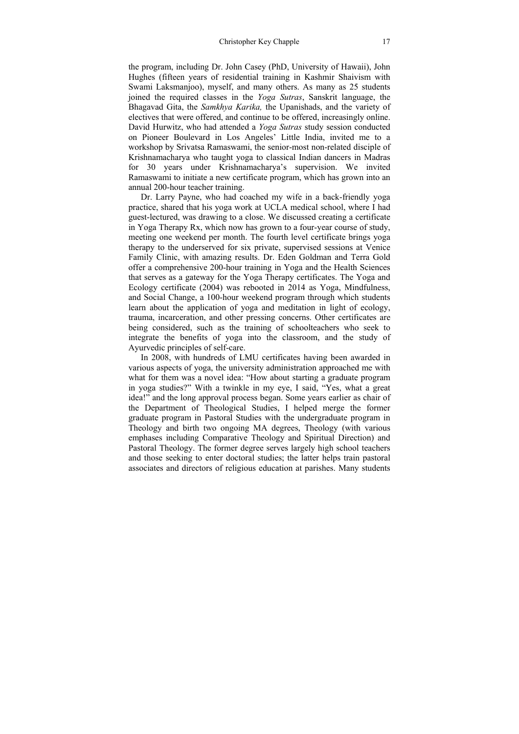the program, including Dr. John Casey (PhD, University of Hawaii), John Hughes (fifteen years of residential training in Kashmir Shaivism with Swami Laksmanjoo), myself, and many others. As many as 25 students joined the required classes in the *Yoga Sutras*, Sanskrit language, the Bhagavad Gita, the *Samkhya Karika,* the Upanishads, and the variety of electives that were offered, and continue to be offered, increasingly online. David Hurwitz, who had attended a *Yoga Sutras* study session conducted on Pioneer Boulevard in Los Angeles' Little India, invited me to a workshop by Srivatsa Ramaswami, the senior-most non-related disciple of Krishnamacharya who taught yoga to classical Indian dancers in Madras for 30 years under Krishnamacharya's supervision. We invited Ramaswami to initiate a new certificate program, which has grown into an annual 200-hour teacher training.

Dr. Larry Payne, who had coached my wife in a back-friendly yoga practice, shared that his yoga work at UCLA medical school, where I had guest-lectured, was drawing to a close. We discussed creating a certificate in Yoga Therapy Rx, which now has grown to a four-year course of study, meeting one weekend per month. The fourth level certificate brings yoga therapy to the underserved for six private, supervised sessions at Venice Family Clinic, with amazing results. Dr. Eden Goldman and Terra Gold offer a comprehensive 200-hour training in Yoga and the Health Sciences that serves as a gateway for the Yoga Therapy certificates. The Yoga and Ecology certificate (2004) was rebooted in 2014 as Yoga, Mindfulness, and Social Change, a 100-hour weekend program through which students learn about the application of yoga and meditation in light of ecology, trauma, incarceration, and other pressing concerns. Other certificates are being considered, such as the training of schoolteachers who seek to integrate the benefits of yoga into the classroom, and the study of Ayurvedic principles of self-care.

In 2008, with hundreds of LMU certificates having been awarded in various aspects of yoga, the university administration approached me with what for them was a novel idea: "How about starting a graduate program in yoga studies?" With a twinkle in my eye, I said, "Yes, what a great idea!" and the long approval process began. Some years earlier as chair of the Department of Theological Studies, I helped merge the former graduate program in Pastoral Studies with the undergraduate program in Theology and birth two ongoing MA degrees, Theology (with various emphases including Comparative Theology and Spiritual Direction) and Pastoral Theology. The former degree serves largely high school teachers and those seeking to enter doctoral studies; the latter helps train pastoral associates and directors of religious education at parishes. Many students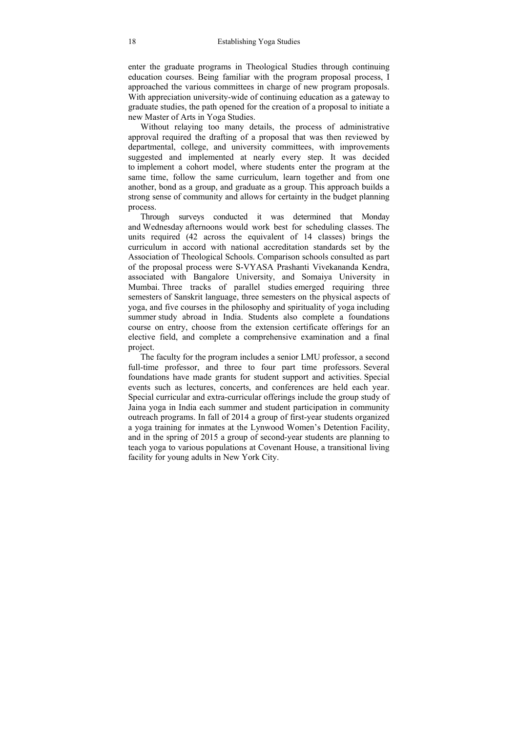enter the graduate programs in Theological Studies through continuing education courses. Being familiar with the program proposal process, I approached the various committees in charge of new program proposals. With appreciation university-wide of continuing education as a gateway to graduate studies, the path opened for the creation of a proposal to initiate a new Master of Arts in Yoga Studies.

Without relaying too many details, the process of administrative approval required the drafting of a proposal that was then reviewed by departmental, college, and university committees, with improvements suggested and implemented at nearly every step. It was decided to implement a cohort model, where students enter the program at the same time, follow the same curriculum, learn together and from one another, bond as a group, and graduate as a group. This approach builds a strong sense of community and allows for certainty in the budget planning process.

Through surveys conducted it was determined that Monday and Wednesday afternoons would work best for scheduling classes. The units required (42 across the equivalent of 14 classes) brings the curriculum in accord with national accreditation standards set by the Association of Theological Schools. Comparison schools consulted as part of the proposal process were S-VYASA Prashanti Vivekananda Kendra, associated with Bangalore University, and Somaiya University in Mumbai. Three tracks of parallel studies emerged requiring three semesters of Sanskrit language, three semesters on the physical aspects of yoga, and five courses in the philosophy and spirituality of yoga including summer study abroad in India. Students also complete a foundations course on entry, choose from the extension certificate offerings for an elective field, and complete a comprehensive examination and a final project.

The faculty for the program includes a senior LMU professor, a second full-time professor, and three to four part time professors. Several foundations have made grants for student support and activities. Special events such as lectures, concerts, and conferences are held each year. Special curricular and extra-curricular offerings include the group study of Jaina yoga in India each summer and student participation in community outreach programs. In fall of 2014 a group of first-year students organized a yoga training for inmates at the Lynwood Women's Detention Facility, and in the spring of 2015 a group of second-year students are planning to teach yoga to various populations at Covenant House, a transitional living facility for young adults in New York City.